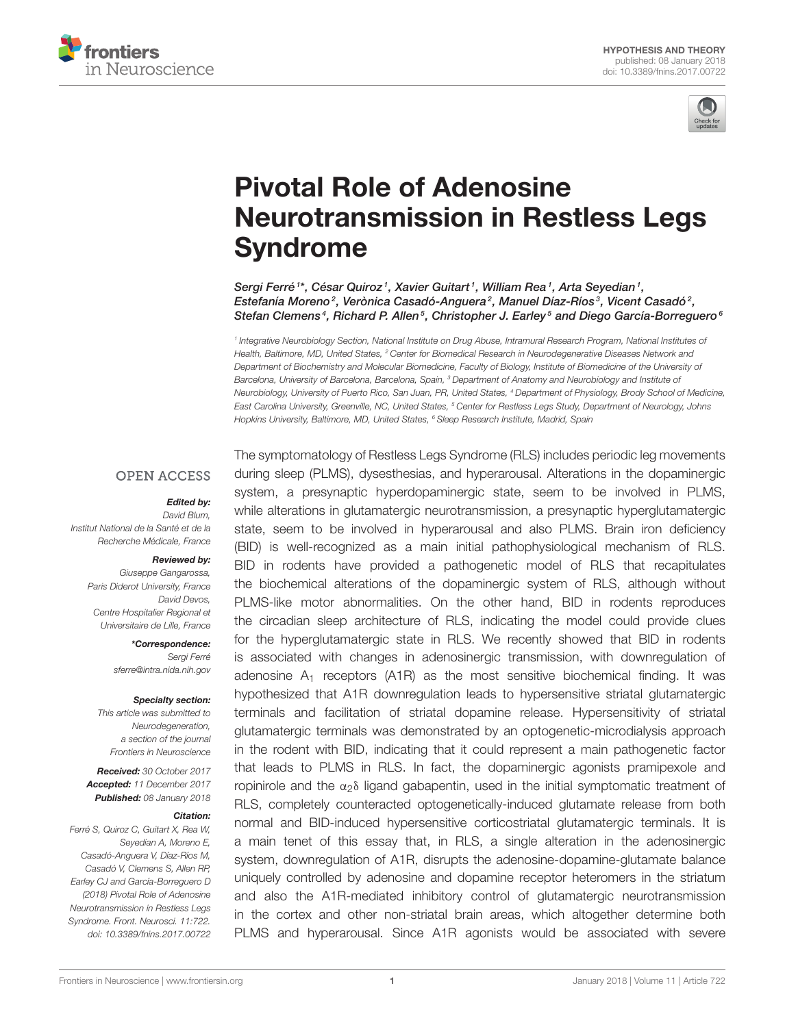HYPOTHESIS AND THEORY
published: 08 January 2018
doi: 10.3389/fnins.2017.00722

# Pivotal Role of Adenosine Neurotransmission in Restless Legs Syndrome

*Sergi Ferré[1]\*, César Quiroz[1], Xavier Guitart[1], William Rea[1], Arta Seyedian[1], Estefanía Moreno[2], Verònica Casadó-Anguera[2], Manuel Díaz-Ríos[3], Vicent Casadó[2], Stefan Clemens[4], Richard P. Allen[5], Christopher J. Earley[5] and Diego García-Borreguero[6]*

[1] Integrative Neurobiology Section, National Institute on Drug Abuse, Intramural Research Program, National Institutes of Health, Baltimore, MD, United States, [2] Center for Biomedical Research in Neurodegenerative Diseases Network and Department of Biochemistry and Molecular Biomedicine, Faculty of Biology, Institute of Biomedicine of the University of Barcelona, University of Barcelona, Barcelona, Spain, [3] Department of Anatomy and Neurobiology and Institute of Neurobiology, University of Puerto Rico, San Juan, PR, United States, [4] Department of Physiology, Brody School of Medicine, East Carolina University, Greenville, NC, United States, [5] Center for Restless Legs Study, Department of Neurology, Johns Hopkins University, Baltimore, MD, United States, [6] Sleep Research Institute, Madrid, Spain

OPEN ACCESS

***Edited by:***
David Blum,
Institut National de la Santé et de la Recherche Médicale, France

***Reviewed by:***
Giuseppe Gangarossa,
Paris Diderot University, France
David Devos,
Centre Hospitalier Regional et Universitaire de Lille, France

***\*Correspondence:***
Sergi Ferré
sferre@intra.nida.nih.gov

***Specialty section:***
This article was submitted to Neurodegeneration, a section of the journal Frontiers in Neuroscience

***Received:*** 30 October 2017
***Accepted:*** 11 December 2017
***Published:*** 08 January 2018

***Citation:***
Ferré S, Quiroz C, Guitart X, Rea W, Seyedian A, Moreno E, Casadó-Anguera V, Díaz-Ríos M, Casadó V, Clemens S, Allen RP, Earley CJ and García-Borreguero D (2018) Pivotal Role of Adenosine Neurotransmission in Restless Legs Syndrome. Front. Neurosci. 11:722. doi: 10.3389/fnins.2017.00722

The symptomatology of Restless Legs Syndrome (RLS) includes periodic leg movements during sleep (PLMS), dysesthesias, and hyperarousal. Alterations in the dopaminergic system, a presynaptic hyperdopaminergic state, seem to be involved in PLMS, while alterations in glutamatergic neurotransmission, a presynaptic hyperglutamatergic state, seem to be involved in hyperarousal and also PLMS. Brain iron deficiency (BID) is well-recognized as a main initial pathophysiological mechanism of RLS. BID in rodents have provided a pathogenetic model of RLS that recapitulates the biochemical alterations of the dopaminergic system of RLS, although without PLMS-like motor abnormalities. On the other hand, BID in rodents reproduces the circadian sleep architecture of RLS, indicating the model could provide clues for the hyperglutamatergic state in RLS. We recently showed that BID in rodents is associated with changes in adenosinergic transmission, with downregulation of adenosine $A_1$ receptors (A1R) as the most sensitive biochemical finding. It was hypothesized that A1R downregulation leads to hypersensitive striatal glutamatergic terminals and facilitation of striatal dopamine release. Hypersensitivity of striatal glutamatergic terminals was demonstrated by an optogenetic-microdialysis approach in the rodent with BID, indicating that it could represent a main pathogenetic factor that leads to PLMS in RLS. In fact, the dopaminergic agonists pramipexole and ropinirole and the $\alpha_2\delta$ ligand gabapentin, used in the initial symptomatic treatment of RLS, completely counteracted optogenetically-induced glutamate release from both normal and BID-induced hypersensitive corticostriatal glutamatergic terminals. It is a main tenet of this essay that, in RLS, a single alteration in the adenosinergic system, downregulation of A1R, disrupts the adenosine-dopamine-glutamate balance uniquely controlled by adenosine and dopamine receptor heteromers in the striatum and also the A1R-mediated inhibitory control of glutamatergic neurotransmission in the cortex and other non-striatal brain areas, which altogether determine both PLMS and hyperarousal. Since A1R agonists would be associated with severe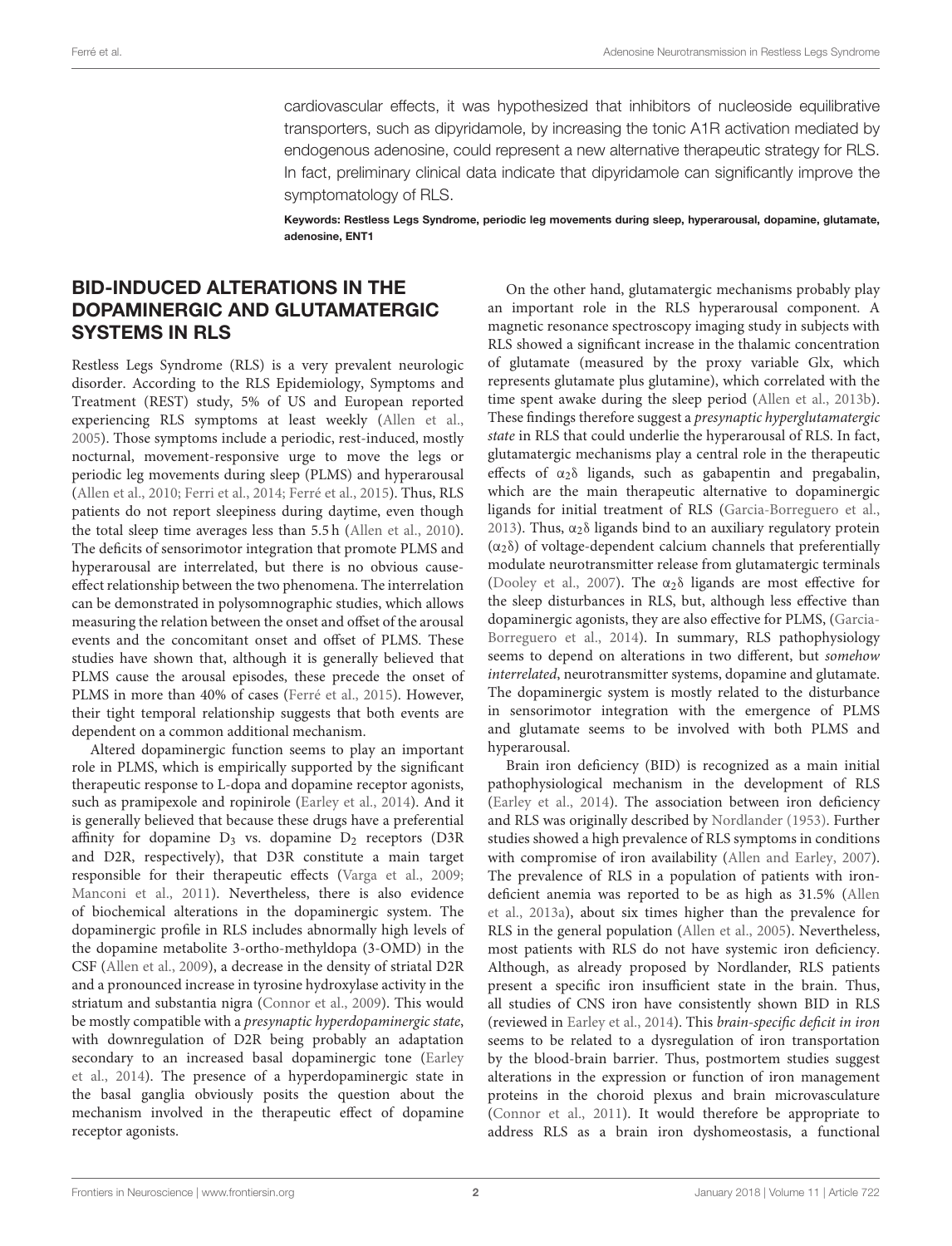cardiovascular effects, it was hypothesized that inhibitors of nucleoside equilibrative transporters, such as dipyridamole, by increasing the tonic A1R activation mediated by endogenous adenosine, could represent a new alternative therapeutic strategy for RLS. In fact, preliminary clinical data indicate that dipyridamole can significantly improve the symptomatology of RLS.

**Keywords: Restless Legs Syndrome, periodic leg movements during sleep, hyperarousal, dopamine, glutamate, adenosine, ENT1**

## BID-INDUCED ALTERATIONS IN THE DOPAMINERGIC AND GLUTAMATERGIC SYSTEMS IN RLS

Restless Legs Syndrome (RLS) is a very prevalent neurologic disorder. According to the RLS Epidemiology, Symptoms and Treatment (REST) study, 5% of US and European reported experiencing RLS symptoms at least weekly (Allen et al., 2005). Those symptoms include a periodic, rest-induced, mostly nocturnal, movement-responsive urge to move the legs or periodic leg movements during sleep (PLMS) and hyperarousal (Allen et al., 2010; Ferri et al., 2014; Ferré et al., 2015). Thus, RLS patients do not report sleepiness during daytime, even though the total sleep time averages less than 5.5 h (Allen et al., 2010). The deficits of sensorimotor integration that promote PLMS and hyperarousal are interrelated, but there is no obvious cause-effect relationship between the two phenomena. The interrelation can be demonstrated in polysomnographic studies, which allows measuring the relation between the onset and offset of the arousal events and the concomitant onset and offset of PLMS. These studies have shown that, although it is generally believed that PLMS cause the arousal episodes, these precede the onset of PLMS in more than 40% of cases (Ferré et al., 2015). However, their tight temporal relationship suggests that both events are dependent on a common additional mechanism.

Altered dopaminergic function seems to play an important role in PLMS, which is empirically supported by the significant therapeutic response to L-dopa and dopamine receptor agonists, such as pramipexole and ropinirole (Earley et al., 2014). And it is generally believed that because these drugs have a preferential affinity for dopamine $D_3$ vs. dopamine $D_2$ receptors (D3R and D2R, respectively), that D3R constitute a main target responsible for their therapeutic effects (Varga et al., 2009; Manconi et al., 2011). Nevertheless, there is also evidence of biochemical alterations in the dopaminergic system. The dopaminergic profile in RLS includes abnormally high levels of the dopamine metabolite 3-ortho-methyldopa (3-OMD) in the CSF (Allen et al., 2009), a decrease in the density of striatal D2R and a pronounced increase in tyrosine hydroxylase activity in the striatum and substantia nigra (Connor et al., 2009). This would be mostly compatible with a *presynaptic hyperdopaminergic state*, with downregulation of D2R being probably an adaptation secondary to an increased basal dopaminergic tone (Earley et al., 2014). The presence of a hyperdopaminergic state in the basal ganglia obviously posits the question about the mechanism involved in the therapeutic effect of dopamine receptor agonists.

On the other hand, glutamatergic mechanisms probably play an important role in the RLS hyperarousal component. A magnetic resonance spectroscopy imaging study in subjects with RLS showed a significant increase in the thalamic concentration of glutamate (measured by the proxy variable Glx, which represents glutamate plus glutamine), which correlated with the time spent awake during the sleep period (Allen et al., 2013b). These findings therefore suggest a *presynaptic hyperglutamatergic state* in RLS that could underlie the hyperarousal of RLS. In fact, glutamatergic mechanisms play a central role in the therapeutic effects of $\alpha_2\delta$ ligands, such as gabapentin and pregabalin, which are the main therapeutic alternative to dopaminergic ligands for initial treatment of RLS (Garcia-Borreguero et al., 2013). Thus, $\alpha_2\delta$ ligands bind to an auxiliary regulatory protein ($\alpha_2\delta$) of voltage-dependent calcium channels that preferentially modulate neurotransmitter release from glutamatergic terminals (Dooley et al., 2007). The $\alpha_2\delta$ ligands are most effective for the sleep disturbances in RLS, but, although less effective than dopaminergic agonists, they are also effective for PLMS, (Garcia-Borreguero et al., 2014). In summary, RLS pathophysiology seems to depend on alterations in two different, but *somehow interrelated*, neurotransmitter systems, dopamine and glutamate. The dopaminergic system is mostly related to the disturbance in sensorimotor integration with the emergence of PLMS and glutamate seems to be involved with both PLMS and hyperarousal.

Brain iron deficiency (BID) is recognized as a main initial pathophysiological mechanism in the development of RLS (Earley et al., 2014). The association between iron deficiency and RLS was originally described by Nordlander (1953). Further studies showed a high prevalence of RLS symptoms in conditions with compromise of iron availability (Allen and Earley, 2007). The prevalence of RLS in a population of patients with iron-deficient anemia was reported to be as high as 31.5% (Allen et al., 2013a), about six times higher than the prevalence for RLS in the general population (Allen et al., 2005). Nevertheless, most patients with RLS do not have systemic iron deficiency. Although, as already proposed by Nordlander, RLS patients present a specific iron insufficient state in the brain. Thus, all studies of CNS iron have consistently shown BID in RLS (reviewed in Earley et al., 2014). This *brain-specific deficit in iron* seems to be related to a dysregulation of iron transportation by the blood-brain barrier. Thus, postmortem studies suggest alterations in the expression or function of iron management proteins in the choroid plexus and brain microvasculature (Connor et al., 2011). It would therefore be appropriate to address RLS as a brain iron dyshomeostasis, a functional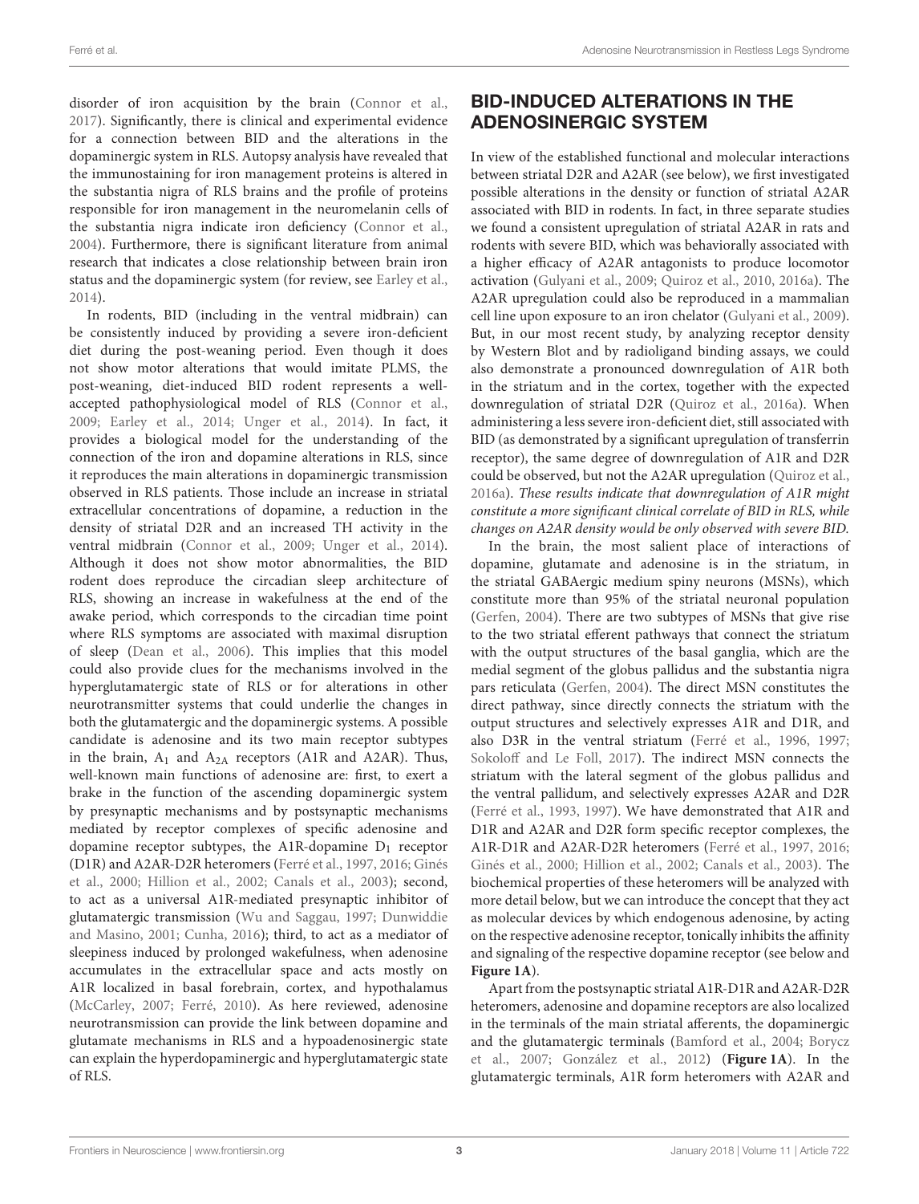disorder of iron acquisition by the brain (Connor et al., 2017). Significantly, there is clinical and experimental evidence for a connection between BID and the alterations in the dopaminergic system in RLS. Autopsy analysis have revealed that the immunostaining for iron management proteins is altered in the substantia nigra of RLS brains and the profile of proteins responsible for iron management in the neuromelanin cells of the substantia nigra indicate iron deficiency (Connor et al., 2004). Furthermore, there is significant literature from animal research that indicates a close relationship between brain iron status and the dopaminergic system (for review, see Earley et al., 2014).

In rodents, BID (including in the ventral midbrain) can be consistently induced by providing a severe iron-deficient diet during the post-weaning period. Even though it does not show motor alterations that would imitate PLMS, the post-weaning, diet-induced BID rodent represents a well-accepted pathophysiological model of RLS (Connor et al., 2009; Earley et al., 2014; Unger et al., 2014). In fact, it provides a biological model for the understanding of the connection of the iron and dopamine alterations in RLS, since it reproduces the main alterations in dopaminergic transmission observed in RLS patients. Those include an increase in striatal extracellular concentrations of dopamine, a reduction in the density of striatal D2R and an increased TH activity in the ventral midbrain (Connor et al., 2009; Unger et al., 2014). Although it does not show motor abnormalities, the BID rodent does reproduce the circadian sleep architecture of RLS, showing an increase in wakefulness at the end of the awake period, which corresponds to the circadian time point where RLS symptoms are associated with maximal disruption of sleep (Dean et al., 2006). This implies that this model could also provide clues for the mechanisms involved in the hyperglutamatergic state of RLS or for alterations in other neurotransmitter systems that could underlie the changes in both the glutamatergic and the dopaminergic systems. A possible candidate is adenosine and its two main receptor subtypes in the brain, $A_1$ and $A_{2A}$ receptors (A1R and A2AR). Thus, well-known main functions of adenosine are: first, to exert a brake in the function of the ascending dopaminergic system by presynaptic mechanisms and by postsynaptic mechanisms mediated by receptor complexes of specific adenosine and dopamine receptor subtypes, the A1R-dopamine $D_1$ receptor (D1R) and A2AR-D2R heteromers (Ferré et al., 1997, 2016; Ginés et al., 2000; Hillion et al., 2002; Canals et al., 2003); second, to act as a universal A1R-mediated presynaptic inhibitor of glutamatergic transmission (Wu and Saggau, 1997; Dunwiddie and Masino, 2001; Cunha, 2016); third, to act as a mediator of sleepiness induced by prolonged wakefulness, when adenosine accumulates in the extracellular space and acts mostly on A1R localized in basal forebrain, cortex, and hypothalamus (McCarley, 2007; Ferré, 2010). As here reviewed, adenosine neurotransmission can provide the link between dopamine and glutamate mechanisms in RLS and a hypoadenosinergic state can explain the hyperdopaminergic and hyperglutamatergic state of RLS.

## BID-INDUCED ALTERATIONS IN THE ADENOSINERGIC SYSTEM

In view of the established functional and molecular interactions between striatal D2R and A2AR (see below), we first investigated possible alterations in the density or function of striatal A2AR associated with BID in rodents. In fact, in three separate studies we found a consistent upregulation of striatal A2AR in rats and rodents with severe BID, which was behaviorally associated with a higher efficacy of A2AR antagonists to produce locomotor activation (Gulyani et al., 2009; Quiroz et al., 2010, 2016a). The A2AR upregulation could also be reproduced in a mammalian cell line upon exposure to an iron chelator (Gulyani et al., 2009). But, in our most recent study, by analyzing receptor density by Western Blot and by radioligand binding assays, we could also demonstrate a pronounced downregulation of A1R both in the striatum and in the cortex, together with the expected downregulation of striatal D2R (Quiroz et al., 2016a). When administering a less severe iron-deficient diet, still associated with BID (as demonstrated by a significant upregulation of transferrin receptor), the same degree of downregulation of A1R and D2R could be observed, but not the A2AR upregulation (Quiroz et al., 2016a). *These results indicate that downregulation of A1R might constitute a more significant clinical correlate of BID in RLS, while changes on A2AR density would be only observed with severe BID.*

In the brain, the most salient place of interactions of dopamine, glutamate and adenosine is in the striatum, in the striatal GABAergic medium spiny neurons (MSNs), which constitute more than 95% of the striatal neuronal population (Gerfen, 2004). There are two subtypes of MSNs that give rise to the two striatal efferent pathways that connect the striatum with the output structures of the basal ganglia, which are the medial segment of the globus pallidus and the substantia nigra pars reticulata (Gerfen, 2004). The direct MSN constitutes the direct pathway, since directly connects the striatum with the output structures and selectively expresses A1R and D1R, and also D3R in the ventral striatum (Ferré et al., 1996, 1997; Sokoloff and Le Foll, 2017). The indirect MSN connects the striatum with the lateral segment of the globus pallidus and the ventral pallidum, and selectively expresses A2AR and D2R (Ferré et al., 1993, 1997). We have demonstrated that A1R and D1R and A2AR and D2R form specific receptor complexes, the A1R-D1R and A2AR-D2R heteromers (Ferré et al., 1997, 2016; Ginés et al., 2000; Hillion et al., 2002; Canals et al., 2003). The biochemical properties of these heteromers will be analyzed with more detail below, but we can introduce the concept that they act as molecular devices by which endogenous adenosine, by acting on the respective adenosine receptor, tonically inhibits the affinity and signaling of the respective dopamine receptor (see below and **Figure 1A**).

Apart from the postsynaptic striatal A1R-D1R and A2AR-D2R heteromers, adenosine and dopamine receptors are also localized in the terminals of the main striatal afferents, the dopaminergic and the glutamatergic terminals (Bamford et al., 2004; Borycz et al., 2007; González et al., 2012) (**Figure 1A**). In the glutamatergic terminals, A1R form heteromers with A2AR and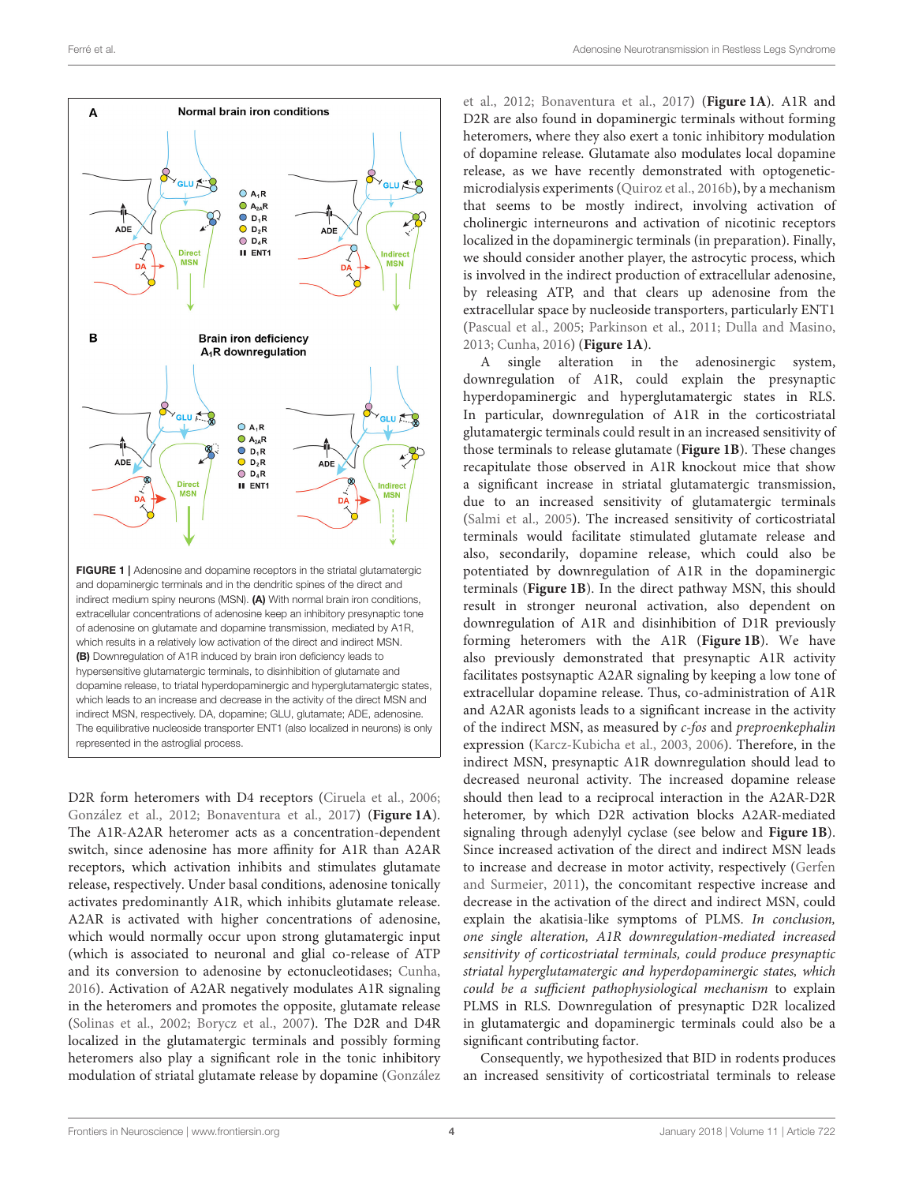FIGURE 1 | Adenosine and dopamine receptors in the striatal glutamatergic and dopaminergic terminals and in the dendritic spines of the direct and indirect medium spiny neurons (MSN). **(A)** With normal brain iron conditions, extracellular concentrations of adenosine keep an inhibitory presynaptic tone of adenosine on glutamate and dopamine transmission, mediated by A1R, which results in a relatively low activation of the direct and indirect MSN. **(B)** Downregulation of A1R induced by brain iron deficiency leads to hypersensitive glutamatergic terminals, to disinhibition of glutamate and dopamine release, to triatal hyperdopaminergic and hyperglutamatergic states, which leads to an increase and decrease in the activity of the direct MSN and indirect MSN, respectively. DA, dopamine; GLU, glutamate; ADE, adenosine. The equilibrative nucleoside transporter ENT1 (also localized in neurons) is only represented in the astroglial process.

D2R form heteromers with D4 receptors (Ciruela et al., 2006; González et al., 2012; Bonaventura et al., 2017) (**Figure 1A**). The A1R-A2AR heteromer acts as a concentration-dependent switch, since adenosine has more affinity for A1R than A2AR receptors, which activation inhibits and stimulates glutamate release, respectively. Under basal conditions, adenosine tonically activates predominantly A1R, which inhibits glutamate release. A2AR is activated with higher concentrations of adenosine, which would normally occur upon strong glutamatergic input (which is associated to neuronal and glial co-release of ATP and its conversion to adenosine by ectonucleotidases; Cunha, 2016). Activation of A2AR negatively modulates A1R signaling in the heteromers and promotes the opposite, glutamate release (Solinas et al., 2002; Borycz et al., 2007). The D2R and D4R localized in the glutamatergic terminals and possibly forming heteromers also play a significant role in the tonic inhibitory modulation of striatal glutamate release by dopamine (González et al., 2012; Bonaventura et al., 2017) (**Figure 1A**). A1R and D2R are also found in dopaminergic terminals without forming heteromers, where they also exert a tonic inhibitory modulation of dopamine release. Glutamate also modulates local dopamine release, as we have recently demonstrated with optogenetic-microdialysis experiments (Quiroz et al., 2016b), by a mechanism that seems to be mostly indirect, involving activation of cholinergic interneurons and activation of nicotinic receptors localized in the dopaminergic terminals (in preparation). Finally, we should consider another player, the astrocytic process, which is involved in the indirect production of extracellular adenosine, by releasing ATP, and that clears up adenosine from the extracellular space by nucleoside transporters, particularly ENT1 (Pascual et al., 2005; Parkinson et al., 2011; Dulla and Masino, 2013; Cunha, 2016) (**Figure 1A**).

A single alteration in the adenosinergic system, downregulation of A1R, could explain the presynaptic hyperdopaminergic and hyperglutamatergic states in RLS. In particular, downregulation of A1R in the corticostriatal glutamatergic terminals could result in an increased sensitivity of those terminals to release glutamate (**Figure 1B**). These changes recapitulate those observed in A1R knockout mice that show a significant increase in striatal glutamatergic transmission, due to an increased sensitivity of glutamatergic terminals (Salmi et al., 2005). The increased sensitivity of corticostriatal terminals would facilitate stimulated glutamate release and also, secondarily, dopamine release, which could also be potentiated by downregulation of A1R in the dopaminergic terminals (**Figure 1B**). In the direct pathway MSN, this should result in stronger neuronal activation, also dependent on downregulation of A1R and disinhibition of D1R previously forming heteromers with the A1R (**Figure 1B**). We have also previously demonstrated that presynaptic A1R activity facilitates postsynaptic A2AR signaling by keeping a low tone of extracellular dopamine release. Thus, co-administration of A1R and A2AR agonists leads to a significant increase in the activity of the indirect MSN, as measured by *c-fos* and *preproenkephalin* expression (Karcz-Kubicha et al., 2003, 2006). Therefore, in the indirect MSN, presynaptic A1R downregulation should lead to decreased neuronal activity. The increased dopamine release should then lead to a reciprocal interaction in the A2AR-D2R heteromer, by which D2R activation blocks A2AR-mediated signaling through adenylyl cyclase (see below and **Figure 1B**). Since increased activation of the direct and indirect MSN leads to increase and decrease in motor activity, respectively (Gerfen and Surmeier, 2011), the concomitant respective increase and decrease in the activation of the direct and indirect MSN, could explain the akatisia-like symptoms of PLMS. *In conclusion, one single alteration, A1R downregulation-mediated increased sensitivity of corticostriatal terminals, could produce presynaptic striatal hyperglutamatergic and hyperdopaminergic states, which could be a sufficient pathophysiological mechanism* to explain PLMS in RLS. Downregulation of presynaptic D2R localized in glutamatergic and dopaminergic terminals could also be a significant contributing factor.

Consequently, we hypothesized that BID in rodents produces an increased sensitivity of corticostriatal terminals to release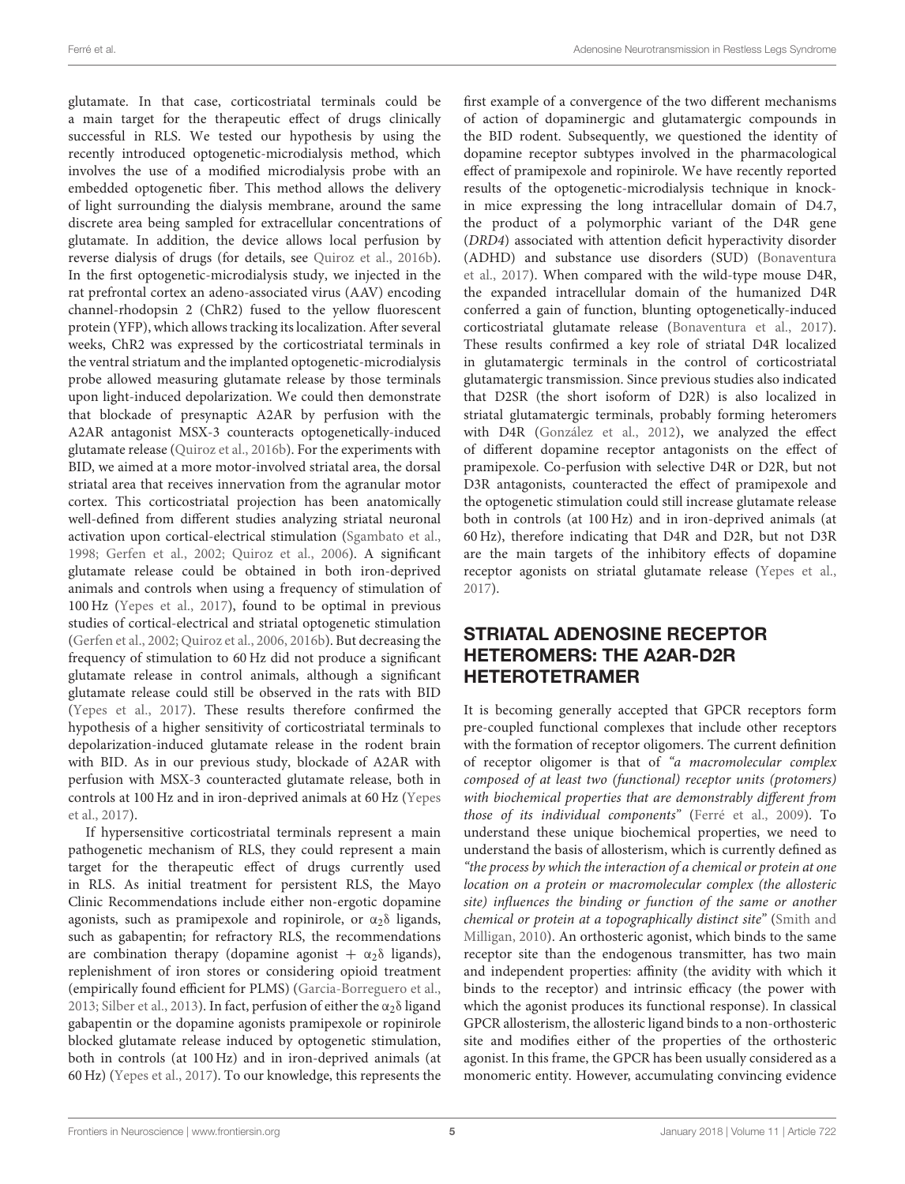glutamate. In that case, corticostriatal terminals could be a main target for the therapeutic effect of drugs clinically successful in RLS. We tested our hypothesis by using the recently introduced optogenetic-microdialysis method, which involves the use of a modified microdialysis probe with an embedded optogenetic fiber. This method allows the delivery of light surrounding the dialysis membrane, around the same discrete area being sampled for extracellular concentrations of glutamate. In addition, the device allows local perfusion by reverse dialysis of drugs (for details, see Quiroz et al., 2016b). In the first optogenetic-microdialysis study, we injected in the rat prefrontal cortex an adeno-associated virus (AAV) encoding channel-rhodopsin 2 (ChR2) fused to the yellow fluorescent protein (YFP), which allows tracking its localization. After several weeks, ChR2 was expressed by the corticostriatal terminals in the ventral striatum and the implanted optogenetic-microdialysis probe allowed measuring glutamate release by those terminals upon light-induced depolarization. We could then demonstrate that blockade of presynaptic A2AR by perfusion with the A2AR antagonist MSX-3 counteracts optogenetically-induced glutamate release (Quiroz et al., 2016b). For the experiments with BID, we aimed at a more motor-involved striatal area, the dorsal striatal area that receives innervation from the agranular motor cortex. This corticostriatal projection has been anatomically well-defined from different studies analyzing striatal neuronal activation upon cortical-electrical stimulation (Sgambato et al., 1998; Gerfen et al., 2002; Quiroz et al., 2006). A significant glutamate release could be obtained in both iron-deprived animals and controls when using a frequency of stimulation of 100 Hz (Yepes et al., 2017), found to be optimal in previous studies of cortical-electrical and striatal optogenetic stimulation (Gerfen et al., 2002; Quiroz et al., 2006, 2016b). But decreasing the frequency of stimulation to 60 Hz did not produce a significant glutamate release in control animals, although a significant glutamate release could still be observed in the rats with BID (Yepes et al., 2017). These results therefore confirmed the hypothesis of a higher sensitivity of corticostriatal terminals to depolarization-induced glutamate release in the rodent brain with BID. As in our previous study, blockade of A2AR with perfusion with MSX-3 counteracted glutamate release, both in controls at 100 Hz and in iron-deprived animals at 60 Hz (Yepes et al., 2017).

If hypersensitive corticostriatal terminals represent a main pathogenetic mechanism of RLS, they could represent a main target for the therapeutic effect of drugs currently used in RLS. As initial treatment for persistent RLS, the Mayo Clinic Recommendations include either non-ergotic dopamine agonists, such as pramipexole and ropinirole, or $\alpha_2\delta$ ligands, such as gabapentin; for refractory RLS, the recommendations are combination therapy (dopamine agonist + $\alpha_2\delta$ ligands), replenishment of iron stores or considering opioid treatment (empirically found efficient for PLMS) (Garcia-Borreguero et al., 2013; Silber et al., 2013). In fact, perfusion of either the $\alpha_2\delta$ ligand gabapentin or the dopamine agonists pramipexole or ropinirole blocked glutamate release induced by optogenetic stimulation, both in controls (at 100 Hz) and in iron-deprived animals (at 60 Hz) (Yepes et al., 2017). To our knowledge, this represents the first example of a convergence of the two different mechanisms of action of dopaminergic and glutamatergic compounds in the BID rodent. Subsequently, we questioned the identity of dopamine receptor subtypes involved in the pharmacological effect of pramipexole and ropinirole. We have recently reported results of the optogenetic-microdialysis technique in knock-in mice expressing the long intracellular domain of D4.7, the product of a polymorphic variant of the D4R gene (*DRD4*) associated with attention deficit hyperactivity disorder (ADHD) and substance use disorders (SUD) (Bonaventura et al., 2017). When compared with the wild-type mouse D4R, the expanded intracellular domain of the humanized D4R conferred a gain of function, blunting optogenetically-induced corticostriatal glutamate release (Bonaventura et al., 2017). These results confirmed a key role of striatal D4R localized in glutamatergic terminals in the control of corticostriatal glutamatergic transmission. Since previous studies also indicated that D2SR (the short isoform of D2R) is also localized in striatal glutamatergic terminals, probably forming heteromers with D4R (González et al., 2012), we analyzed the effect of different dopamine receptor antagonists on the effect of pramipexole. Co-perfusion with selective D4R or D2R, but not D3R antagonists, counteracted the effect of pramipexole and the optogenetic stimulation could still increase glutamate release both in controls (at 100 Hz) and in iron-deprived animals (at 60 Hz), therefore indicating that D4R and D2R, but not D3R are the main targets of the inhibitory effects of dopamine receptor agonists on striatal glutamate release (Yepes et al., 2017).

## STRIATAL ADENOSINE RECEPTOR HETEROMERS: THE A2AR-D2R HETEROTETRAMER

It is becoming generally accepted that GPCR receptors form pre-coupled functional complexes that include other receptors with the formation of receptor oligomers. The current definition of receptor oligomer is that of *"a macromolecular complex composed of at least two (functional) receptor units (protomers) with biochemical properties that are demonstrably different from those of its individual components"* (Ferré et al., 2009). To understand these unique biochemical properties, we need to understand the basis of allosterism, which is currently defined as *"the process by which the interaction of a chemical or protein at one location on a protein or macromolecular complex (the allosteric site) influences the binding or function of the same or another chemical or protein at a topographically distinct site"* (Smith and Milligan, 2010). An orthosteric agonist, which binds to the same receptor site than the endogenous transmitter, has two main and independent properties: affinity (the avidity with which it binds to the receptor) and intrinsic efficacy (the power with which the agonist produces its functional response). In classical GPCR allosterism, the allosteric ligand binds to a non-orthosteric site and modifies either of the properties of the orthosteric agonist. In this frame, the GPCR has been usually considered as a monomeric entity. However, accumulating convincing evidence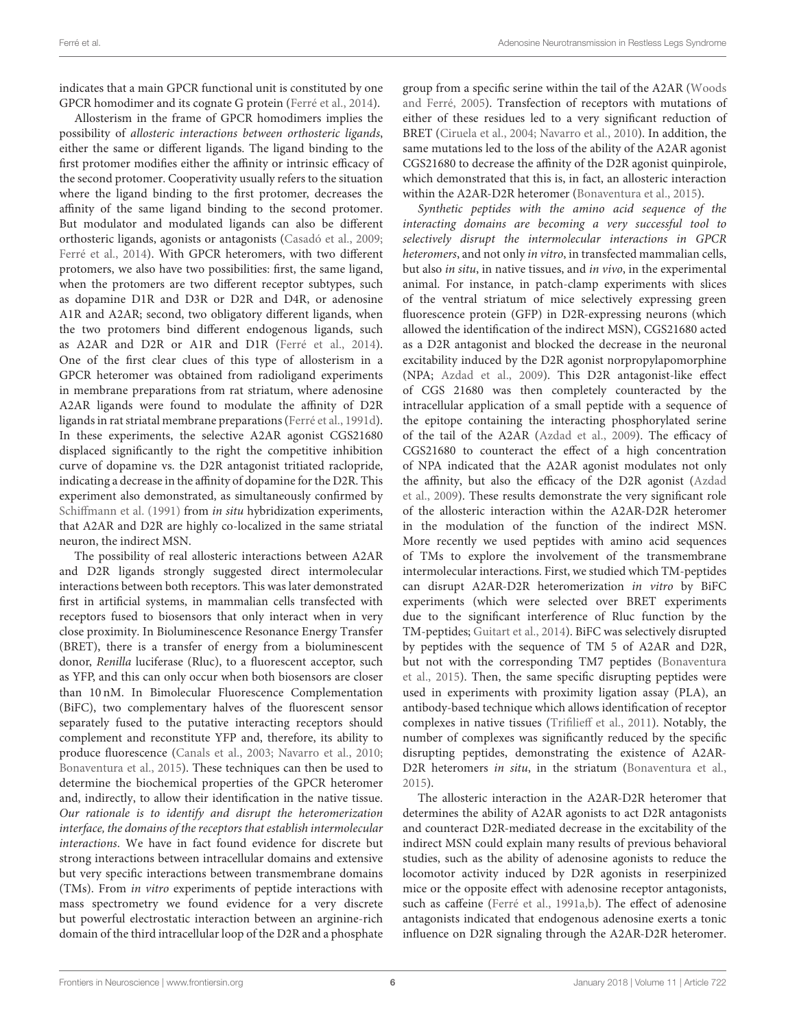indicates that a main GPCR functional unit is constituted by one GPCR homodimer and its cognate G protein (Ferré et al., 2014).

Allosterism in the frame of GPCR homodimers implies the possibility of *allosteric interactions between orthosteric ligands*, either the same or different ligands. The ligand binding to the first protomer modifies either the affinity or intrinsic efficacy of the second protomer. Cooperativity usually refers to the situation where the ligand binding to the first protomer, decreases the affinity of the same ligand binding to the second protomer. But modulator and modulated ligands can also be different orthosteric ligands, agonists or antagonists (Casadó et al., 2009; Ferré et al., 2014). With GPCR heteromers, with two different protomers, we also have two possibilities: first, the same ligand, when the protomers are two different receptor subtypes, such as dopamine D1R and D3R or D2R and D4R, or adenosine A1R and A2AR; second, two obligatory different ligands, when the two protomers bind different endogenous ligands, such as A2AR and D2R or A1R and D1R (Ferré et al., 2014). One of the first clear clues of this type of allosterism in a GPCR heteromer was obtained from radioligand experiments in membrane preparations from rat striatum, where adenosine A2AR ligands were found to modulate the affinity of D2R ligands in rat striatal membrane preparations (Ferré et al., 1991d). In these experiments, the selective A2AR agonist CGS21680 displaced significantly to the right the competitive inhibition curve of dopamine vs. the D2R antagonist tritiated raclopride, indicating a decrease in the affinity of dopamine for the D2R. This experiment also demonstrated, as simultaneously confirmed by Schiffmann et al. (1991) from *in situ* hybridization experiments, that A2AR and D2R are highly co-localized in the same striatal neuron, the indirect MSN.

The possibility of real allosteric interactions between A2AR and D2R ligands strongly suggested direct intermolecular interactions between both receptors. This was later demonstrated first in artificial systems, in mammalian cells transfected with receptors fused to biosensors that only interact when in very close proximity. In Bioluminescence Resonance Energy Transfer (BRET), there is a transfer of energy from a bioluminescent donor, *Renilla* luciferase (Rluc), to a fluorescent acceptor, such as YFP, and this can only occur when both biosensors are closer than 10 nM. In Bimolecular Fluorescence Complementation (BiFC), two complementary halves of the fluorescent sensor separately fused to the putative interacting receptors should complement and reconstitute YFP and, therefore, its ability to produce fluorescence (Canals et al., 2003; Navarro et al., 2010; Bonaventura et al., 2015). These techniques can then be used to determine the biochemical properties of the GPCR heteromer and, indirectly, to allow their identification in the native tissue. *Our rationale is to identify and disrupt the heteromerization interface, the domains of the receptors that establish intermolecular interactions*. We have in fact found evidence for discrete but strong interactions between intracellular domains and extensive but very specific interactions between transmembrane domains (TMs). From *in vitro* experiments of peptide interactions with mass spectrometry we found evidence for a very discrete but powerful electrostatic interaction between an arginine-rich domain of the third intracellular loop of the D2R and a phosphate group from a specific serine within the tail of the A2AR (Woods and Ferré, 2005). Transfection of receptors with mutations of either of these residues led to a very significant reduction of BRET (Ciruela et al., 2004; Navarro et al., 2010). In addition, the same mutations led to the loss of the ability of the A2AR agonist CGS21680 to decrease the affinity of the D2R agonist quinpirole, which demonstrated that this is, in fact, an allosteric interaction within the A2AR-D2R heteromer (Bonaventura et al., 2015).

*Synthetic peptides with the amino acid sequence of the interacting domains are becoming a very successful tool to selectively disrupt the intermolecular interactions in GPCR heteromers*, and not only *in vitro*, in transfected mammalian cells, but also *in situ*, in native tissues, and *in vivo*, in the experimental animal. For instance, in patch-clamp experiments with slices of the ventral striatum of mice selectively expressing green fluorescence protein (GFP) in D2R-expressing neurons (which allowed the identification of the indirect MSN), CGS21680 acted as a D2R antagonist and blocked the decrease in the neuronal excitability induced by the D2R agonist norpropylapomorphine (NPA; Azdad et al., 2009). This D2R antagonist-like effect of CGS 21680 was then completely counteracted by the intracellular application of a small peptide with a sequence of the epitope containing the interacting phosphorylated serine of the tail of the A2AR (Azdad et al., 2009). The efficacy of CGS21680 to counteract the effect of a high concentration of NPA indicated that the A2AR agonist modulates not only the affinity, but also the efficacy of the D2R agonist (Azdad et al., 2009). These results demonstrate the very significant role of the allosteric interaction within the A2AR-D2R heteromer in the modulation of the function of the indirect MSN. More recently we used peptides with amino acid sequences of TMs to explore the involvement of the transmembrane intermolecular interactions. First, we studied which TM-peptides can disrupt A2AR-D2R heteromerization *in vitro* by BiFC experiments (which were selected over BRET experiments due to the significant interference of Rluc function by the TM-peptides; Guitart et al., 2014). BiFC was selectively disrupted by peptides with the sequence of TM 5 of A2AR and D2R, but not with the corresponding TM7 peptides (Bonaventura et al., 2015). Then, the same specific disrupting peptides were used in experiments with proximity ligation assay (PLA), an antibody-based technique which allows identification of receptor complexes in native tissues (Trifilieff et al., 2011). Notably, the number of complexes was significantly reduced by the specific disrupting peptides, demonstrating the existence of A2AR-D2R heteromers *in situ*, in the striatum (Bonaventura et al., 2015).

The allosteric interaction in the A2AR-D2R heteromer that determines the ability of A2AR agonists to act D2R antagonists and counteract D2R-mediated decrease in the excitability of the indirect MSN could explain many results of previous behavioral studies, such as the ability of adenosine agonists to reduce the locomotor activity induced by D2R agonists in reserpinized mice or the opposite effect with adenosine receptor antagonists, such as caffeine (Ferré et al., 1991a,b). The effect of adenosine antagonists indicated that endogenous adenosine exerts a tonic influence on D2R signaling through the A2AR-D2R heteromer.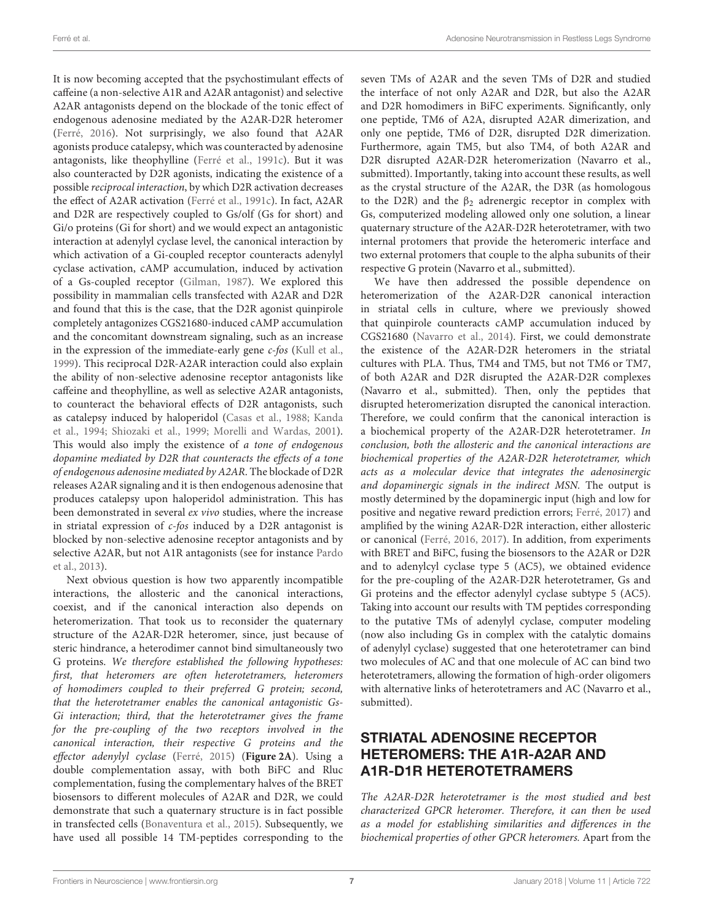It is now becoming accepted that the psychostimulant effects of caffeine (a non-selective A1R and A2AR antagonist) and selective A2AR antagonists depend on the blockade of the tonic effect of endogenous adenosine mediated by the A2AR-D2R heteromer (Ferré, 2016). Not surprisingly, we also found that A2AR agonists produce catalepsy, which was counteracted by adenosine antagonists, like theophylline (Ferré et al., 1991c). But it was also counteracted by D2R agonists, indicating the existence of a possible *reciprocal interaction*, by which D2R activation decreases the effect of A2AR activation (Ferré et al., 1991c). In fact, A2AR and D2R are respectively coupled to Gs/olf (Gs for short) and Gi/o proteins (Gi for short) and we would expect an antagonistic interaction at adenylyl cyclase level, the canonical interaction by which activation of a Gi-coupled receptor counteracts adenylyl cyclase activation, cAMP accumulation, induced by activation of a Gs-coupled receptor (Gilman, 1987). We explored this possibility in mammalian cells transfected with A2AR and D2R and found that this is the case, that the D2R agonist quinpirole completely antagonizes CGS21680-induced cAMP accumulation and the concomitant downstream signaling, such as an increase in the expression of the immediate-early gene *c-fos* (Kull et al., 1999). This reciprocal D2R-A2AR interaction could also explain the ability of non-selective adenosine receptor antagonists like caffeine and theophylline, as well as selective A2AR antagonists, to counteract the behavioral effects of D2R antagonists, such as catalepsy induced by haloperidol (Casas et al., 1988; Kanda et al., 1994; Shiozaki et al., 1999; Morelli and Wardas, 2001). This would also imply the existence of *a tone of endogenous dopamine mediated by D2R that counteracts the effects of a tone of endogenous adenosine mediated by A2AR*. The blockade of D2R releases A2AR signaling and it is then endogenous adenosine that produces catalepsy upon haloperidol administration. This has been demonstrated in several *ex vivo* studies, where the increase in striatal expression of *c-fos* induced by a D2R antagonist is blocked by non-selective adenosine receptor antagonists and by selective A2AR, but not A1R antagonists (see for instance Pardo et al., 2013).

Next obvious question is how two apparently incompatible interactions, the allosteric and the canonical interactions, coexist, and if the canonical interaction also depends on heteromerization. That took us to reconsider the quaternary structure of the A2AR-D2R heteromer, since, just because of steric hindrance, a heterodimer cannot bind simultaneously two G proteins. *We therefore established the following hypotheses: first, that heteromers are often heterotetramers, heteromers of homodimers coupled to their preferred G protein; second, that the heterotetramer enables the canonical antagonistic Gs-Gi interaction; third, that the heterotetramer gives the frame for the pre-coupling of the two receptors involved in the canonical interaction, their respective G proteins and the effector adenylyl cyclase* (Ferré, 2015) (**Figure 2A**). Using a double complementation assay, with both BiFC and Rluc complementation, fusing the complementary halves of the BRET biosensors to different molecules of A2AR and D2R, we could demonstrate that such a quaternary structure is in fact possible in transfected cells (Bonaventura et al., 2015). Subsequently, we have used all possible 14 TM-peptides corresponding to the seven TMs of A2AR and the seven TMs of D2R and studied the interface of not only A2AR and D2R, but also the A2AR and D2R homodimers in BiFC experiments. Significantly, only one peptide, TM6 of A2A, disrupted A2AR dimerization, and only one peptide, TM6 of D2R, disrupted D2R dimerization. Furthermore, again TM5, but also TM4, of both A2AR and D2R disrupted A2AR-D2R heteromerization (Navarro et al., submitted). Importantly, taking into account these results, as well as the crystal structure of the A2AR, the D3R (as homologous to the D2R) and the $\beta_2$ adrenergic receptor in complex with Gs, computerized modeling allowed only one solution, a linear quaternary structure of the A2AR-D2R heterotetramer, with two internal protomers that provide the heteromeric interface and two external protomers that couple to the alpha subunits of their respective G protein (Navarro et al., submitted).

We have then addressed the possible dependence on heteromerization of the A2AR-D2R canonical interaction in striatal cells in culture, where we previously showed that quinpirole counteracts cAMP accumulation induced by CGS21680 (Navarro et al., 2014). First, we could demonstrate the existence of the A2AR-D2R heteromers in the striatal cultures with PLA. Thus, TM4 and TM5, but not TM6 or TM7, of both A2AR and D2R disrupted the A2AR-D2R complexes (Navarro et al., submitted). Then, only the peptides that disrupted heteromerization disrupted the canonical interaction. Therefore, we could confirm that the canonical interaction is a biochemical property of the A2AR-D2R heterotetramer. *In conclusion, both the allosteric and the canonical interactions are biochemical properties of the A2AR-D2R heterotetramer, which acts as a molecular device that integrates the adenosinergic and dopaminergic signals in the indirect MSN.* The output is mostly determined by the dopaminergic input (high and low for positive and negative reward prediction errors; Ferré, 2017) and amplified by the wining A2AR-D2R interaction, either allosteric or canonical (Ferré, 2016, 2017). In addition, from experiments with BRET and BiFC, fusing the biosensors to the A2AR or D2R and to adenylcyl cyclase type 5 (AC5), we obtained evidence for the pre-coupling of the A2AR-D2R heterotetramer, Gs and Gi proteins and the effector adenylyl cyclase subtype 5 (AC5). Taking into account our results with TM peptides corresponding to the putative TMs of adenylyl cyclase, computer modeling (now also including Gs in complex with the catalytic domains of adenylyl cyclase) suggested that one heterotetramer can bind two molecules of AC and that one molecule of AC can bind two heterotetramers, allowing the formation of high-order oligomers with alternative links of heterotetramers and AC (Navarro et al., submitted).

## STRIATAL ADENOSINE RECEPTOR HETEROMERS: THE A1R-A2AR AND A1R-D1R HETEROTETRAMERS

*The A2AR-D2R heterotetramer is the most studied and best characterized GPCR heteromer. Therefore, it can then be used as a model for establishing similarities and differences in the biochemical properties of other GPCR heteromers.* Apart from the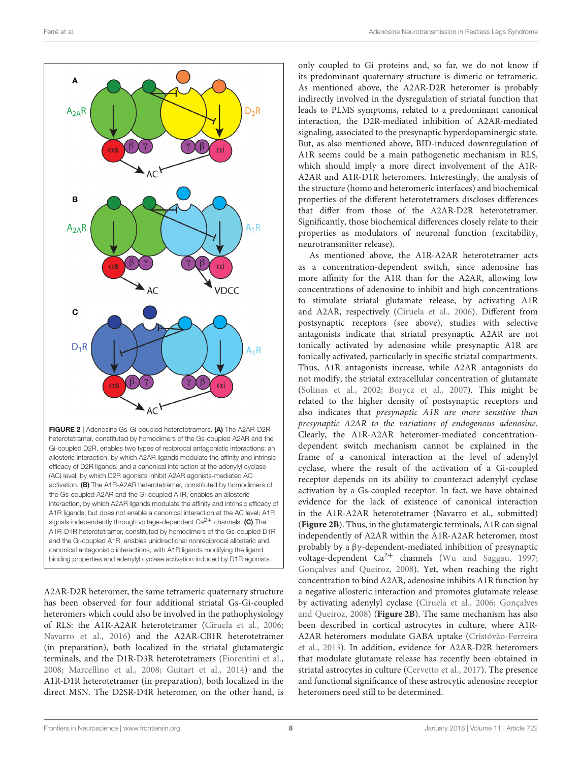FIGURE 2 | Adenosine Gs-Gi-coupled heterotetramers. **(A)** The A2AR-D2R heterotetramer, constituted by homodimers of the Gs-coupled A2AR and the Gi-coupled D2R, enables two types of reciprocal antagonistic interactions: an allosteric interaction, by which A2AR ligands modulate the affinity and intrinsic efficacy of D2R ligands, and a canonical interaction at the adenylyl cyclase (AC) level, by which D2R agonists inhibit A2AR agonists-mediated AC activation. **(B)** The A1R-A2AR heterotetramer, constituted by homodimers of the Gs-coupled A2AR and the Gi-coupled A1R, enables an allosteric interaction, by which A2AR ligands modulate the affinity and intrinsic efficacy of A1R ligands, but does not enable a canonical interaction at the AC level; A1R signals independently through voltage-dependent $Ca^{2+}$ channels. **(C)** The A1R-D1R heterotetramer, constituted by homodimers of the Gs-coupled D1R and the Gi-coupled A1R, enables unidirectional nonreciprocal allosteric and canonical antagonistic interactions, with A1R ligands modifying the ligand binding properties and adenylyl cyclase activation induced by D1R agonists.

A2AR-D2R heteromer, the same tetrameric quaternary structure has been observed for four additional striatal Gs-Gi-coupled heteromers which could also be involved in the pathophysiology of RLS: the A1R-A2AR heterotetramer (Ciruela et al., 2006; Navarro et al., 2016) and the A2AR-CB1R heterotetramer (in preparation), both localized in the striatal glutamatergic terminals, and the D1R-D3R heterotetramers (Fiorentini et al., 2008; Marcellino et al., 2008; Guitart et al., 2014) and the A1R-D1R heterotetramer (in preparation), both localized in the direct MSN. The D2SR-D4R heteromer, on the other hand, is only coupled to Gi proteins and, so far, we do not know if its predominant quaternary structure is dimeric or tetrameric. As mentioned above, the A2AR-D2R heteromer is probably indirectly involved in the dysregulation of striatal function that leads to PLMS symptoms, related to a predominant canonical interaction, the D2R-mediated inhibition of A2AR-mediated signaling, associated to the presynaptic hyperdopaminergic state. But, as also mentioned above, BID-induced downregulation of A1R seems could be a main pathogenetic mechanism in RLS, which should imply a more direct involvement of the A1R-A2AR and A1R-D1R heteromers. Interestingly, the analysis of the structure (homo and heteromeric interfaces) and biochemical properties of the different heterotetramers discloses differences that differ from those of the A2AR-D2R heterotetramer. Significantly, those biochemical differences closely relate to their properties as modulators of neuronal function (excitability, neurotransmitter release).

As mentioned above, the A1R-A2AR heterotetramer acts as a concentration-dependent switch, since adenosine has more affinity for the A1R than for the A2AR, allowing low concentrations of adenosine to inhibit and high concentrations to stimulate striatal glutamate release, by activating A1R and A2AR, respectively (Ciruela et al., 2006). Different from postsynaptic receptors (see above), studies with selective antagonists indicate that striatal presynaptic A2AR are not tonically activated by adenosine while presynaptic A1R are tonically activated, particularly in specific striatal compartments. Thus, A1R antagonists increase, while A2AR antagonists do not modify, the striatal extracellular concentration of glutamate (Solinas et al., 2002; Borycz et al., 2007). This might be related to the higher density of postsynaptic receptors and also indicates that *presynaptic A1R are more sensitive than presynaptic A2AR to the variations of endogenous adenosine.* Clearly, the A1R-A2AR heteromer-mediated concentration-dependent switch mechanism cannot be explained in the frame of a canonical interaction at the level of adenylyl cyclase, where the result of the activation of a Gi-coupled receptor depends on its ability to counteract adenylyl cyclase activation by a Gs-coupled receptor. In fact, we have obtained evidence for the lack of existence of canonical interaction in the A1R-A2AR heterotetramer (Navarro et al., submitted) (**Figure 2B**). Thus, in the glutamatergic terminals, A1R can signal independently of A2AR within the A1R-A2AR heteromer, most probably by a βγ-dependent-mediated inhibition of presynaptic voltage-dependent $Ca^{2+}$ channels (Wu and Saggau, 1997; Gonçalves and Queiroz, 2008). Yet, when reaching the right concentration to bind A2AR, adenosine inhibits A1R function by a negative allosteric interaction and promotes glutamate release by activating adenylyl cyclase (Ciruela et al., 2006; Gonçalves and Queiroz, 2008) (**Figure 2B**). The same mechanism has also been described in cortical astrocytes in culture, where A1R-A2AR heteromers modulate GABA uptake (Cristóvão-Ferreira et al., 2013). In addition, evidence for A2AR-D2R heteromers that modulate glutamate release has recently been obtained in striatal astrocytes in culture (Cervetto et al., 2017). The presence and functional significance of these astrocytic adenosine receptor heteromers need still to be determined.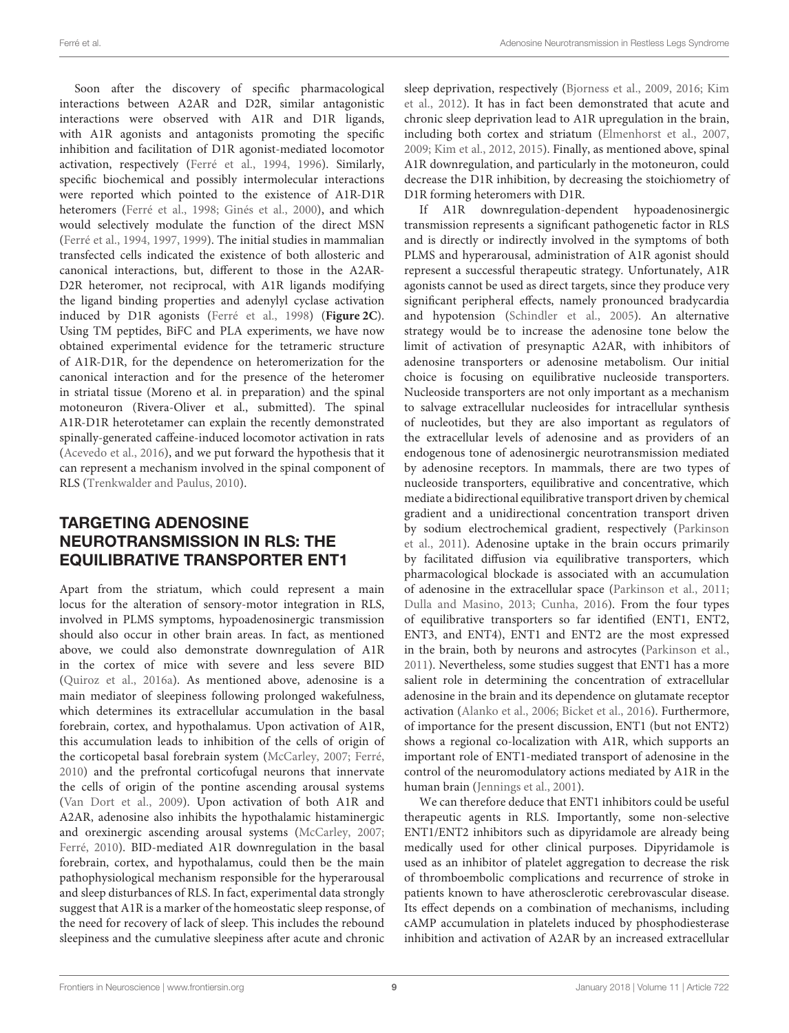Soon after the discovery of specific pharmacological interactions between A2AR and D2R, similar antagonistic interactions were observed with A1R and D1R ligands, with A1R agonists and antagonists promoting the specific inhibition and facilitation of D1R agonist-mediated locomotor activation, respectively (Ferré et al., 1994, 1996). Similarly, specific biochemical and possibly intermolecular interactions were reported which pointed to the existence of A1R-D1R heteromers (Ferré et al., 1998; Ginés et al., 2000), and which would selectively modulate the function of the direct MSN (Ferré et al., 1994, 1997, 1999). The initial studies in mammalian transfected cells indicated the existence of both allosteric and canonical interactions, but, different to those in the A2AR-D2R heteromer, not reciprocal, with A1R ligands modifying the ligand binding properties and adenylyl cyclase activation induced by D1R agonists (Ferré et al., 1998) (**Figure 2C**). Using TM peptides, BiFC and PLA experiments, we have now obtained experimental evidence for the tetrameric structure of A1R-D1R, for the dependence on heteromerization for the canonical interaction and for the presence of the heteromer in striatal tissue (Moreno et al. in preparation) and the spinal motoneuron (Rivera-Oliver et al., submitted). The spinal A1R-D1R heterotetamer can explain the recently demonstrated spinally-generated caffeine-induced locomotor activation in rats (Acevedo et al., 2016), and we put forward the hypothesis that it can represent a mechanism involved in the spinal component of RLS (Trenkwalder and Paulus, 2010).

## TARGETING ADENOSINE NEUROTRANSMISSION IN RLS: THE EQUILIBRATIVE TRANSPORTER ENT1

Apart from the striatum, which could represent a main locus for the alteration of sensory-motor integration in RLS, involved in PLMS symptoms, hypoadenosinergic transmission should also occur in other brain areas. In fact, as mentioned above, we could also demonstrate downregulation of A1R in the cortex of mice with severe and less severe BID (Quiroz et al., 2016a). As mentioned above, adenosine is a main mediator of sleepiness following prolonged wakefulness, which determines its extracellular accumulation in the basal forebrain, cortex, and hypothalamus. Upon activation of A1R, this accumulation leads to inhibition of the cells of origin of the corticopetal basal forebrain system (McCarley, 2007; Ferré, 2010) and the prefrontal corticofugal neurons that innervate the cells of origin of the pontine ascending arousal systems (Van Dort et al., 2009). Upon activation of both A1R and A2AR, adenosine also inhibits the hypothalamic histaminergic and orexinergic ascending arousal systems (McCarley, 2007; Ferré, 2010). BID-mediated A1R downregulation in the basal forebrain, cortex, and hypothalamus, could then be the main pathophysiological mechanism responsible for the hyperarousal and sleep disturbances of RLS. In fact, experimental data strongly suggest that A1R is a marker of the homeostatic sleep response, of the need for recovery of lack of sleep. This includes the rebound sleepiness and the cumulative sleepiness after acute and chronic sleep deprivation, respectively (Bjorness et al., 2009, 2016; Kim et al., 2012). It has in fact been demonstrated that acute and chronic sleep deprivation lead to A1R upregulation in the brain, including both cortex and striatum (Elmenhorst et al., 2007, 2009; Kim et al., 2012, 2015). Finally, as mentioned above, spinal A1R downregulation, and particularly in the motoneuron, could decrease the D1R inhibition, by decreasing the stoichiometry of D1R forming heteromers with D1R.

If A1R downregulation-dependent hypoadenosinergic transmission represents a significant pathogenetic factor in RLS and is directly or indirectly involved in the symptoms of both PLMS and hyperarousal, administration of A1R agonist should represent a successful therapeutic strategy. Unfortunately, A1R agonists cannot be used as direct targets, since they produce very significant peripheral effects, namely pronounced bradycardia and hypotension (Schindler et al., 2005). An alternative strategy would be to increase the adenosine tone below the limit of activation of presynaptic A2AR, with inhibitors of adenosine transporters or adenosine metabolism. Our initial choice is focusing on equilibrative nucleoside transporters. Nucleoside transporters are not only important as a mechanism to salvage extracellular nucleosides for intracellular synthesis of nucleotides, but they are also important as regulators of the extracellular levels of adenosine and as providers of an endogenous tone of adenosinergic neurotransmission mediated by adenosine receptors. In mammals, there are two types of nucleoside transporters, equilibrative and concentrative, which mediate a bidirectional equilibrative transport driven by chemical gradient and a unidirectional concentration transport driven by sodium electrochemical gradient, respectively (Parkinson et al., 2011). Adenosine uptake in the brain occurs primarily by facilitated diffusion via equilibrative transporters, which pharmacological blockade is associated with an accumulation of adenosine in the extracellular space (Parkinson et al., 2011; Dulla and Masino, 2013; Cunha, 2016). From the four types of equilibrative transporters so far identified (ENT1, ENT2, ENT3, and ENT4), ENT1 and ENT2 are the most expressed in the brain, both by neurons and astrocytes (Parkinson et al., 2011). Nevertheless, some studies suggest that ENT1 has a more salient role in determining the concentration of extracellular adenosine in the brain and its dependence on glutamate receptor activation (Alanko et al., 2006; Bicket et al., 2016). Furthermore, of importance for the present discussion, ENT1 (but not ENT2) shows a regional co-localization with A1R, which supports an important role of ENT1-mediated transport of adenosine in the control of the neuromodulatory actions mediated by A1R in the human brain (Jennings et al., 2001).

We can therefore deduce that ENT1 inhibitors could be useful therapeutic agents in RLS. Importantly, some non-selective ENT1/ENT2 inhibitors such as dipyridamole are already being medically used for other clinical purposes. Dipyridamole is used as an inhibitor of platelet aggregation to decrease the risk of thromboembolic complications and recurrence of stroke in patients known to have atherosclerotic cerebrovascular disease. Its effect depends on a combination of mechanisms, including cAMP accumulation in platelets induced by phosphodiesterase inhibition and activation of A2AR by an increased extracellular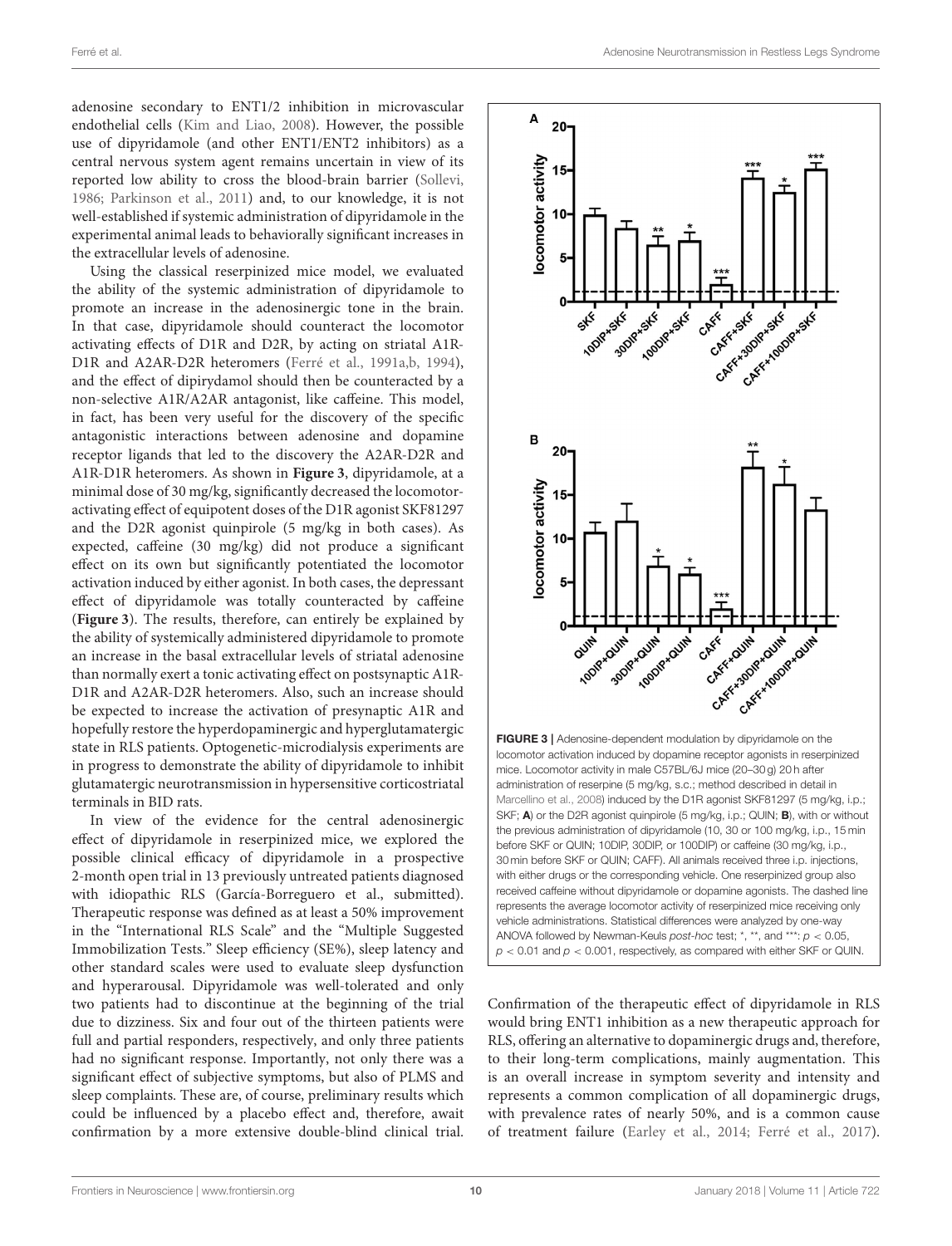adenosine secondary to ENT1/2 inhibition in microvascular endothelial cells (Kim and Liao, 2008). However, the possible use of dipyridamole (and other ENT1/ENT2 inhibitors) as a central nervous system agent remains uncertain in view of its reported low ability to cross the blood-brain barrier (Sollevi, 1986; Parkinson et al., 2011) and, to our knowledge, it is not well-established if systemic administration of dipyridamole in the experimental animal leads to behaviorally significant increases in the extracellular levels of adenosine.

Using the classical reserpinized mice model, we evaluated the ability of the systemic administration of dipyridamole to promote an increase in the adenosinergic tone in the brain. In that case, dipyridamole should counteract the locomotor activating effects of D1R and D2R, by acting on striatal A1R-D1R and A2AR-D2R heteromers (Ferré et al., 1991a,b, 1994), and the effect of dipirydamol should then be counteracted by a non-selective A1R/A2AR antagonist, like caffeine. This model, in fact, has been very useful for the discovery of the specific antagonistic interactions between adenosine and dopamine receptor ligands that led to the discovery the A2AR-D2R and A1R-D1R heteromers. As shown in **Figure 3**, dipyridamole, at a minimal dose of 30 mg/kg, significantly decreased the locomotor-activating effect of equipotent doses of the D1R agonist SKF81297 and the D2R agonist quinpirole (5 mg/kg in both cases). As expected, caffeine (30 mg/kg) did not produce a significant effect on its own but significantly potentiated the locomotor activation induced by either agonist. In both cases, the depressant effect of dipyridamole was totally counteracted by caffeine (**Figure 3**). The results, therefore, can entirely be explained by the ability of systemically administered dipyridamole to promote an increase in the basal extracellular levels of striatal adenosine than normally exert a tonic activating effect on postsynaptic A1R-D1R and A2AR-D2R heteromers. Also, such an increase should be expected to increase the activation of presynaptic A1R and hopefully restore the hyperdopaminergic and hyperglutamatergic state in RLS patients. Optogenetic-microdialysis experiments are in progress to demonstrate the ability of dipyridamole to inhibit glutamatergic neurotransmission in hypersensitive corticostriatal terminals in BID rats.

In view of the evidence for the central adenosinergic effect of dipyridamole in reserpinized mice, we explored the possible clinical efficacy of dipyridamole in a prospective 2-month open trial in 13 previously untreated patients diagnosed with idiopathic RLS (García-Borreguero et al., submitted). Therapeutic response was defined as at least a 50% improvement in the "International RLS Scale" and the "Multiple Suggested Immobilization Tests." Sleep efficiency (SE%), sleep latency and other standard scales were used to evaluate sleep dysfunction and hyperarousal. Dipyridamole was well-tolerated and only two patients had to discontinue at the beginning of the trial due to dizziness. Six and four out of the thirteen patients were full and partial responders, respectively, and only three patients had no significant response. Importantly, not only there was a significant effect of subjective symptoms, but also of PLMS and sleep complaints. These are, of course, preliminary results which could be influenced by a placebo effect and, therefore, await confirmation by a more extensive double-blind clinical trial.

**FIGURE 3 |** Adenosine-dependent modulation by dipyridamole on the locomotor activation induced by dopamine receptor agonists in reserpinized mice. Locomotor activity in male C57BL/6J mice (20–30 g) 20 h after administration of reserpine (5 mg/kg, s.c.; method described in detail in Marcellino et al., 2008) induced by the D1R agonist SKF81297 (5 mg/kg, i.p.; SKF; **A**) or the D2R agonist quinpirole (5 mg/kg, i.p.; QUIN; **B**), with or without the previous administration of dipyridamole (10, 30 or 100 mg/kg, i.p., 15 min before SKF or QUIN; 10DIP, 30DIP, or 100DIP) or caffeine (30 mg/kg, i.p., 30 min before SKF or QUIN; CAFF). All animals received three i.p. injections, with either drugs or the corresponding vehicle. One reserpinized group also received caffeine without dipyridamole or dopamine agonists. The dashed line represents the average locomotor activity of reserpinized mice receiving only vehicle administrations. Statistical differences were analyzed by one-way ANOVA followed by Newman-Keuls *post-hoc* test; *, **, and ***: $p < 0.05$, $p < 0.01$ and $p < 0.001$, respectively, as compared with either SKF or QUIN.

Confirmation of the therapeutic effect of dipyridamole in RLS would bring ENT1 inhibition as a new therapeutic approach for RLS, offering an alternative to dopaminergic drugs and, therefore, to their long-term complications, mainly augmentation. This is an overall increase in symptom severity and intensity and represents a common complication of all dopaminergic drugs, with prevalence rates of nearly 50%, and is a common cause of treatment failure (Earley et al., 2014; Ferré et al., 2017).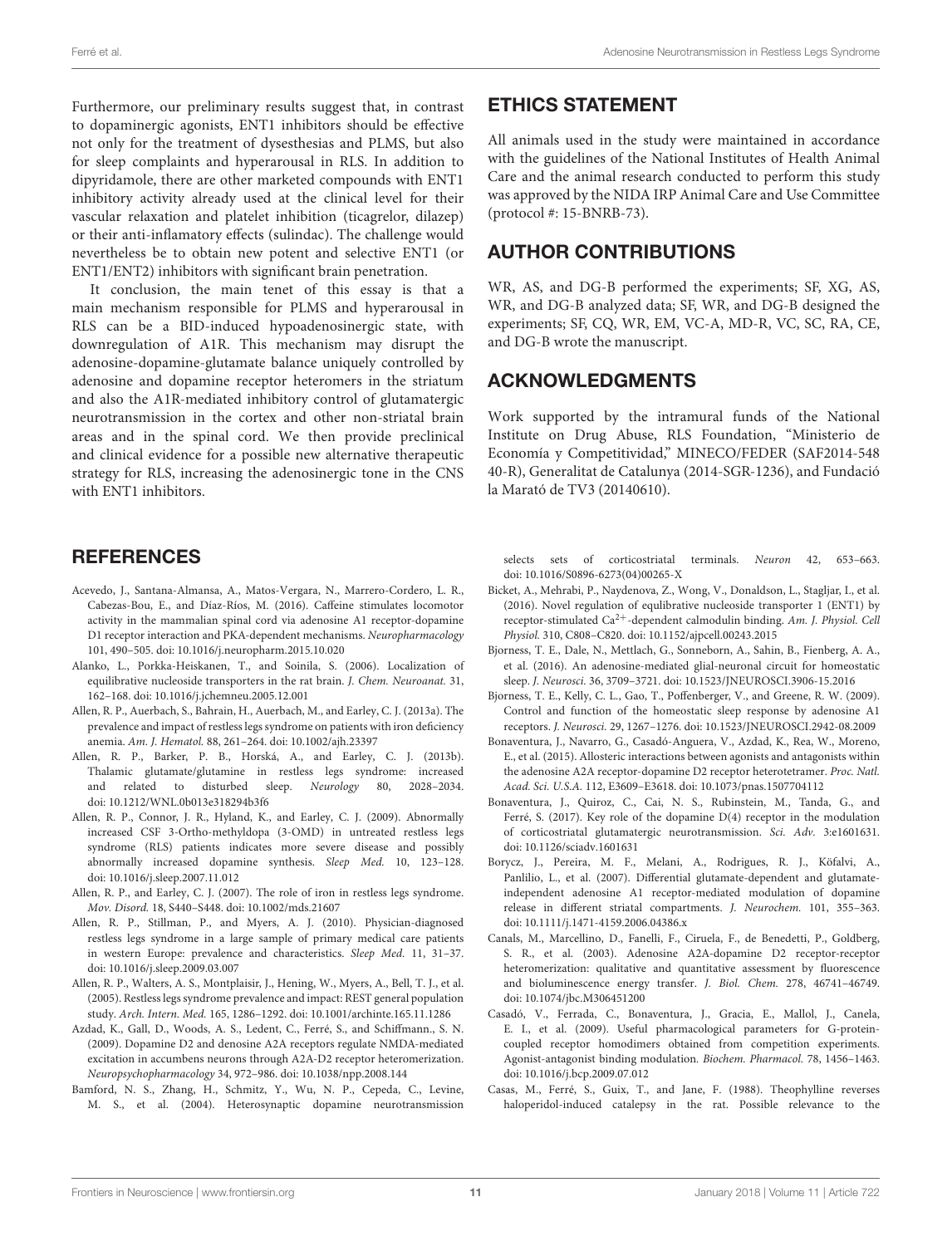Furthermore, our preliminary results suggest that, in contrast to dopaminergic agonists, ENT1 inhibitors should be effective not only for the treatment of dysesthesias and PLMS, but also for sleep complaints and hyperarousal in RLS. In addition to dipyridamole, there are other marketed compounds with ENT1 inhibitory activity already used at the clinical level for their vascular relaxation and platelet inhibition (ticagrelor, dilazep) or their anti-inflamatory effects (sulindac). The challenge would nevertheless be to obtain new potent and selective ENT1 (or ENT1/ENT2) inhibitors with significant brain penetration.

It conclusion, the main tenet of this essay is that a main mechanism responsible for PLMS and hyperarousal in RLS can be a BID-induced hypoadenosinergic state, with downregulation of A1R. This mechanism may disrupt the adenosine-dopamine-glutamate balance uniquely controlled by adenosine and dopamine receptor heteromers in the striatum and also the A1R-mediated inhibitory control of glutamatergic neurotransmission in the cortex and other non-striatal brain areas and in the spinal cord. We then provide preclinical and clinical evidence for a possible new alternative therapeutic strategy for RLS, increasing the adenosinergic tone in the CNS with ENT1 inhibitors.

## ETHICS STATEMENT

All animals used in the study were maintained in accordance with the guidelines of the National Institutes of Health Animal Care and the animal research conducted to perform this study was approved by the NIDA IRP Animal Care and Use Committee (protocol #: 15-BNRB-73).

## AUTHOR CONTRIBUTIONS

WR, AS, and DG-B performed the experiments; SF, XG, AS, WR, and DG-B analyzed data; SF, WR, and DG-B designed the experiments; SF, CQ, WR, EM, VC-A, MD-R, VC, SC, RA, CE, and DG-B wrote the manuscript.

## ACKNOWLEDGMENTS

Work supported by the intramural funds of the National Institute on Drug Abuse, RLS Foundation, "Ministerio de Economía y Competitividad," MINECO/FEDER (SAF2014-548 40-R), Generalitat de Catalunya (2014-SGR-1236), and Fundació la Marató de TV3 (20140610).

## REFERENCES

Acevedo, J., Santana-Almansa, A., Matos-Vergara, N., Marrero-Cordero, L. R., Cabezas-Bou, E., and Díaz-Ríos, M. (2016). Caffeine stimulates locomotor activity in the mammalian spinal cord via adenosine A1 receptor-dopamine D1 receptor interaction and PKA-dependent mechanisms. *Neuropharmacology* 101, 490–505. doi: 10.1016/j.neuropharm.2015.10.020

Alanko, L., Porkka-Heiskanen, T., and Soinila, S. (2006). Localization of equilibrative nucleoside transporters in the rat brain. *J. Chem. Neuroanat.* 31, 162–168. doi: 10.1016/j.jchemneu.2005.12.001

Allen, R. P., Auerbach, S., Bahrain, H., Auerbach, M., and Earley, C. J. (2013a). The prevalence and impact of restless legs syndrome on patients with iron deficiency anemia. *Am. J. Hematol.* 88, 261–264. doi: 10.1002/ajh.23397

Allen, R. P., Barker, P. B., Horská, A., and Earley, C. J. (2013b). Thalamic glutamate/glutamine in restless legs syndrome: increased and related to disturbed sleep. *Neurology* 80, 2028–2034. doi: 10.1212/WNL.0b013e318294b3f6

Allen, R. P., Connor, J. R., Hyland, K., and Earley, C. J. (2009). Abnormally increased CSF 3-Ortho-methyldopa (3-OMD) in untreated restless legs syndrome (RLS) patients indicates more severe disease and possibly abnormally increased dopamine synthesis. *Sleep Med.* 10, 123–128. doi: 10.1016/j.sleep.2007.11.012

Allen, R. P., and Earley, C. J. (2007). The role of iron in restless legs syndrome. *Mov. Disord.* 18, S440–S448. doi: 10.1002/mds.21607

Allen, R. P., Stillman, P., and Myers, A. J. (2010). Physician-diagnosed restless legs syndrome in a large sample of primary medical care patients in western Europe: prevalence and characteristics. *Sleep Med.* 11, 31–37. doi: 10.1016/j.sleep.2009.03.007

Allen, R. P., Walters, A. S., Montplaisir, J., Hening, W., Myers, A., Bell, T. J., et al. (2005). Restless legs syndrome prevalence and impact: REST general population study. *Arch. Intern. Med.* 165, 1286–1292. doi: 10.1001/archinte.165.11.1286

Azdad, K., Gall, D., Woods, A. S., Ledent, C., Ferré, S., and Schiffmann., S. N. (2009). Dopamine D2 and denosine A2A receptors regulate NMDA-mediated excitation in accumbens neurons through A2A-D2 receptor heteromerization. *Neuropsychopharmacology* 34, 972–986. doi: 10.1038/npp.2008.144

Bamford, N. S., Zhang, H., Schmitz, Y., Wu, N. P., Cepeda, C., Levine, M. S., et al. (2004). Heterosynaptic dopamine neurotransmission selects sets of corticostriatal terminals. *Neuron* 42, 653–663. doi: 10.1016/S0896-6273(04)00265-X

Bicket, A., Mehrabi, P., Naydenova, Z., Wong, V., Donaldson, L., Stagljar, I., et al. (2016). Novel regulation of equlibrative nucleoside transporter 1 (ENT1) by receptor-stimulated $Ca^{2+}$-dependent calmodulin binding. *Am. J. Physiol. Cell Physiol.* 310, C808–C820. doi: 10.1152/ajpcell.00243.2015

Bjorness, T. E., Dale, N., Mettlach, G., Sonneborn, A., Sahin, B., Fienberg, A. A., et al. (2016). An adenosine-mediated glial-neuronal circuit for homeostatic sleep. *J. Neurosci.* 36, 3709–3721. doi: 10.1523/JNEUROSCI.3906-15.2016

Bjorness, T. E., Kelly, C. L., Gao, T., Poffenberger, V., and Greene, R. W. (2009). Control and function of the homeostatic sleep response by adenosine A1 receptors. *J. Neurosci.* 29, 1267–1276. doi: 10.1523/JNEUROSCI.2942-08.2009

Bonaventura, J., Navarro, G., Casadó-Anguera, V., Azdad, K., Rea, W., Moreno, E., et al. (2015). Allosteric interactions between agonists and antagonists within the adenosine A2A receptor-dopamine D2 receptor heterotetramer. *Proc. Natl. Acad. Sci. U.S.A.* 112, E3609–E3618. doi: 10.1073/pnas.1507704112

Bonaventura, J., Quiroz, C., Cai, N. S., Rubinstein, M., Tanda, G., and Ferré, S. (2017). Key role of the dopamine D(4) receptor in the modulation of corticostriatal glutamatergic neurotransmission. *Sci. Adv.* 3:e1601631. doi: 10.1126/sciadv.1601631

Borycz, J., Pereira, M. F., Melani, A., Rodrigues, R. J., Köfalvi, A., Panlilio, L., et al. (2007). Differential glutamate-dependent and glutamate-independent adenosine A1 receptor-mediated modulation of dopamine release in different striatal compartments. *J. Neurochem.* 101, 355–363. doi: 10.1111/j.1471-4159.2006.04386.x

Canals, M., Marcellino, D., Fanelli, F., Ciruela, F., de Benedetti, P., Goldberg, S. R., et al. (2003). Adenosine A2A-dopamine D2 receptor-receptor heteromerization: qualitative and quantitative assessment by fluorescence and bioluminescence energy transfer. *J. Biol. Chem.* 278, 46741–46749. doi: 10.1074/jbc.M306451200

Casadó, V., Ferrada, C., Bonaventura, J., Gracia, E., Mallol, J., Canela, E. I., et al. (2009). Useful pharmacological parameters for G-protein-coupled receptor homodimers obtained from competition experiments. Agonist-antagonist binding modulation. *Biochem. Pharmacol.* 78, 1456–1463. doi: 10.1016/j.bcp.2009.07.012

Casas, M., Ferré, S., Guix, T., and Jane, F. (1988). Theophylline reverses haloperidol-induced catalepsy in the rat. Possible relevance to the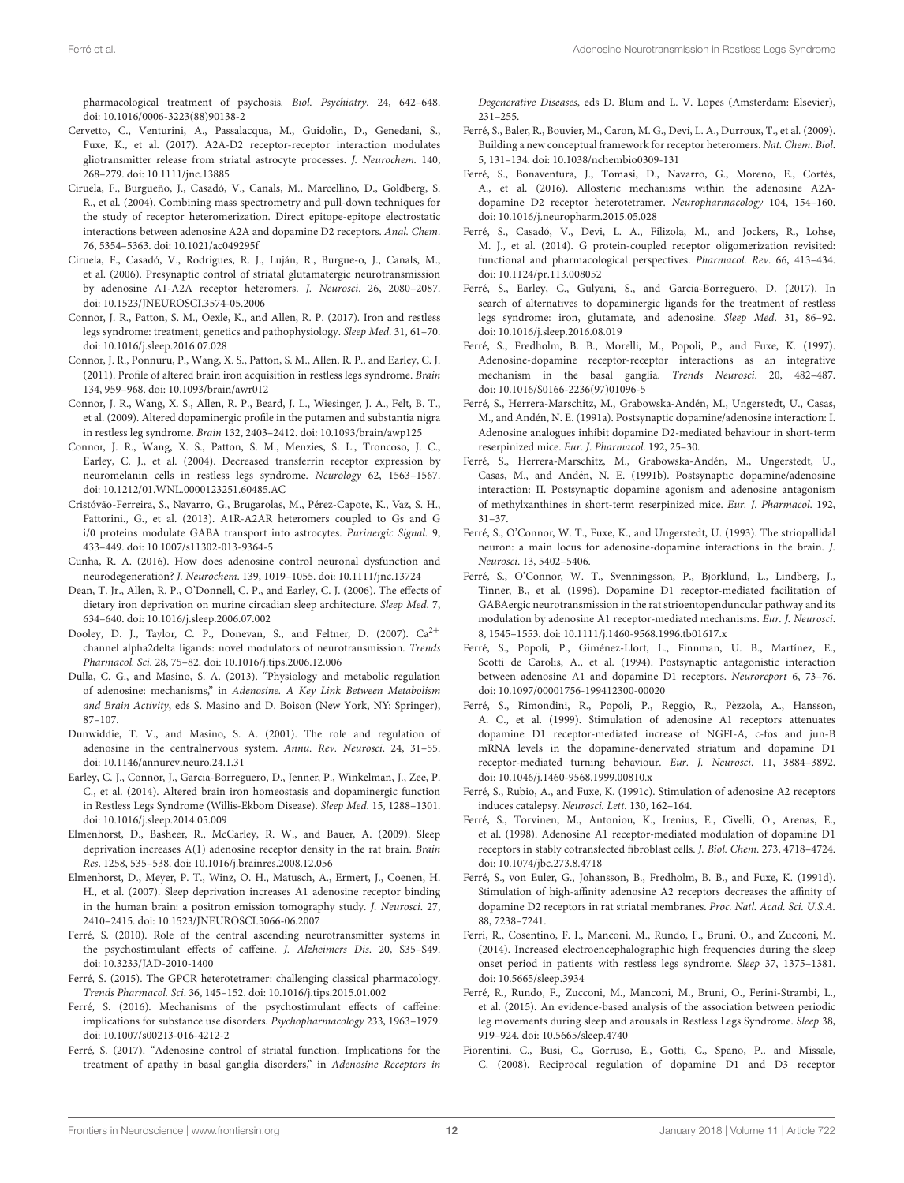pharmacological treatment of psychosis. *Biol. Psychiatry*. 24, 642–648. doi: 10.1016/0006-3223(88)90138-2

Cervetto, C., Venturini, A., Passalacqua, M., Guidolin, D., Genedani, S., Fuxe, K., et al. (2017). A2A-D2 receptor-receptor interaction modulates gliotransmitter release from striatal astrocyte processes. *J. Neurochem.* 140, 268–279. doi: 10.1111/jnc.13885

Ciruela, F., Burgueño, J., Casadó, V., Canals, M., Marcellino, D., Goldberg, S. R., et al. (2004). Combining mass spectrometry and pull-down techniques for the study of receptor heteromerization. Direct epitope-epitope electrostatic interactions between adenosine A2A and dopamine D2 receptors. *Anal. Chem.* 76, 5354–5363. doi: 10.1021/ac049295f

Ciruela, F., Casadó, V., Rodrigues, R. J., Luján, R., Burgue-o, J., Canals, M., et al. (2006). Presynaptic control of striatal glutamatergic neurotransmission by adenosine A1-A2A receptor heteromers. *J. Neurosci*. 26, 2080–2087. doi: 10.1523/JNEUROSCI.3574-05.2006

Connor, J. R., Patton, S. M., Oexle, K., and Allen, R. P. (2017). Iron and restless legs syndrome: treatment, genetics and pathophysiology. *Sleep Med*. 31, 61–70. doi: 10.1016/j.sleep.2016.07.028

Connor, J. R., Ponnuru, P., Wang, X. S., Patton, S. M., Allen, R. P., and Earley, C. J. (2011). Profile of altered brain iron acquisition in restless legs syndrome. *Brain* 134, 959–968. doi: 10.1093/brain/awr012

Connor, J. R., Wang, X. S., Allen, R. P., Beard, J. L., Wiesinger, J. A., Felt, B. T., et al. (2009). Altered dopaminergic profile in the putamen and substantia nigra in restless leg syndrome. *Brain* 132, 2403–2412. doi: 10.1093/brain/awp125

Connor, J. R., Wang, X. S., Patton, S. M., Menzies, S. L., Troncoso, J. C., Earley, C. J., et al. (2004). Decreased transferrin receptor expression by neuromelanin cells in restless legs syndrome. *Neurology* 62, 1563–1567. doi: 10.1212/01.WNL.0000123251.60485.AC

Cristóvão-Ferreira, S., Navarro, G., Brugarolas, M., Pérez-Capote, K., Vaz, S. H., Fattorini., G., et al. (2013). A1R-A2AR heteromers coupled to Gs and G i/0 proteins modulate GABA transport into astrocytes. *Purinergic Signal.* 9, 433–449. doi: 10.1007/s11302-013-9364-5

Cunha, R. A. (2016). How does adenosine control neuronal dysfunction and neurodegeneration? *J. Neurochem.* 139, 1019–1055. doi: 10.1111/jnc.13724

Dean, T. Jr., Allen, R. P., O'Donnell, C. P., and Earley, C. J. (2006). The effects of dietary iron deprivation on murine circadian sleep architecture. *Sleep Med*. 7, 634–640. doi: 10.1016/j.sleep.2006.07.002

Dooley, D. J., Taylor, C. P., Donevan, S., and Feltner, D. (2007). $Ca^{2+}$ channel alpha2delta ligands: novel modulators of neurotransmission. *Trends Pharmacol. Sci.* 28, 75–82. doi: 10.1016/j.tips.2006.12.006

Dulla, C. G., and Masino, S. A. (2013). "Physiology and metabolic regulation of adenosine: mechanisms," in *Adenosine. A Key Link Between Metabolism and Brain Activity*, eds S. Masino and D. Boison (New York, NY: Springer), 87–107.

Dunwiddie, T. V., and Masino, S. A. (2001). The role and regulation of adenosine in the centralnervous system. *Annu. Rev. Neurosci*. 24, 31–55. doi: 10.1146/annurev.neuro.24.1.31

Earley, C. J., Connor, J., Garcia-Borreguero, D., Jenner, P., Winkelman, J., Zee, P. C., et al. (2014). Altered brain iron homeostasis and dopaminergic function in Restless Legs Syndrome (Willis-Ekbom Disease). *Sleep Med*. 15, 1288–1301. doi: 10.1016/j.sleep.2014.05.009

Elmenhorst, D., Basheer, R., McCarley, R. W., and Bauer, A. (2009). Sleep deprivation increases A(1) adenosine receptor density in the rat brain. *Brain Res*. 1258, 535–538. doi: 10.1016/j.brainres.2008.12.056

Elmenhorst, D., Meyer, P. T., Winz, O. H., Matusch, A., Ermert, J., Coenen, H. H., et al. (2007). Sleep deprivation increases A1 adenosine receptor binding in the human brain: a positron emission tomography study. *J. Neurosci*. 27, 2410–2415. doi: 10.1523/JNEUROSCI.5066-06.2007

Ferré, S. (2010). Role of the central ascending neurotransmitter systems in the psychostimulant effects of caffeine. *J. Alzheimers Dis*. 20, S35–S49. doi: 10.3233/JAD-2010-1400

Ferré, S. (2015). The GPCR heterotetramer: challenging classical pharmacology. *Trends Pharmacol. Sci*. 36, 145–152. doi: 10.1016/j.tips.2015.01.002

Ferré, S. (2016). Mechanisms of the psychostimulant effects of caffeine: implications for substance use disorders. *Psychopharmacology* 233, 1963–1979. doi: 10.1007/s00213-016-4212-2

Ferré, S. (2017). "Adenosine control of striatal function. Implications for the treatment of apathy in basal ganglia disorders," in *Adenosine Receptors in Degenerative Diseases*, eds D. Blum and L. V. Lopes (Amsterdam: Elsevier), 231–255.

Ferré, S., Baler, R., Bouvier, M., Caron, M. G., Devi, L. A., Durroux, T., et al. (2009). Building a new conceptual framework for receptor heteromers. *Nat. Chem. Biol.* 5, 131–134. doi: 10.1038/nchembio0309-131

Ferré, S., Bonaventura, J., Tomasi, D., Navarro, G., Moreno, E., Cortés, A., et al. (2016). Allosteric mechanisms within the adenosine A2A-dopamine D2 receptor heterotetramer. *Neuropharmacology* 104, 154–160. doi: 10.1016/j.neuropharm.2015.05.028

Ferré, S., Casadó, V., Devi, L. A., Filizola, M., and Jockers, R., Lohse, M. J., et al. (2014). G protein-coupled receptor oligomerization revisited: functional and pharmacological perspectives. *Pharmacol. Rev*. 66, 413–434. doi: 10.1124/pr.113.008052

Ferré, S., Earley, C., Gulyani, S., and Garcia-Borreguero, D. (2017). In search of alternatives to dopaminergic ligands for the treatment of restless legs syndrome: iron, glutamate, and adenosine. *Sleep Med*. 31, 86–92. doi: 10.1016/j.sleep.2016.08.019

Ferré, S., Fredholm, B. B., Morelli, M., Popoli, P., and Fuxe, K. (1997). Adenosine-dopamine receptor-receptor interactions as an integrative mechanism in the basal ganglia. *Trends Neurosci*. 20, 482–487. doi: 10.1016/S0166-2236(97)01096-5

Ferré, S., Herrera-Marschitz, M., Grabowska-Andén, M., Ungerstedt, U., Casas, M., and Andén, N. E. (1991a). Postsynaptic dopamine/adenosine interaction: I. Adenosine analogues inhibit dopamine D2-mediated behaviour in short-term reserpinized mice. *Eur. J. Pharmacol*. 192, 25–30.

Ferré, S., Herrera-Marschitz, M., Grabowska-Andén, M., Ungerstedt, U., Casas, M., and Andén, N. E. (1991b). Postsynaptic dopamine/adenosine interaction: II. Postsynaptic dopamine agonism and adenosine antagonism of methylxanthines in short-term reserpinized mice. *Eur. J. Pharmacol*. 192, 31–37.

Ferré, S., O'Connor, W. T., Fuxe, K., and Ungerstedt, U. (1993). The striopallidal neuron: a main locus for adenosine-dopamine interactions in the brain. *J. Neurosci*. 13, 5402–5406.

Ferré, S., O'Connor, W. T., Svenningsson, P., Bjorklund, L., Lindberg, J., Tinner, B., et al. (1996). Dopamine D1 receptor-mediated facilitation of GABAergic neurotransmission in the rat strioentopenduncular pathway and its modulation by adenosine A1 receptor-mediated mechanisms. *Eur. J. Neurosci*. 8, 1545–1553. doi: 10.1111/j.1460-9568.1996.tb01617.x

Ferré, S., Popoli, P., Giménez-Llort, L., Finnman, U. B., Martínez, E., Scotti de Carolis, A., et al. (1994). Postsynaptic antagonistic interaction between adenosine A1 and dopamine D1 receptors. *Neuroreport* 6, 73–76. doi: 10.1097/00001756-199412300-00020

Ferré, S., Rimondini, R., Popoli, P., Reggio, R., Pèzzola, A., Hansson, A. C., et al. (1999). Stimulation of adenosine A1 receptors attenuates dopamine D1 receptor-mediated increase of NGFI-A, c-fos and jun-B mRNA levels in the dopamine-denervated striatum and dopamine D1 receptor-mediated turning behaviour. *Eur. J. Neurosci*. 11, 3884–3892. doi: 10.1046/j.1460-9568.1999.00810.x

Ferré, S., Rubio, A., and Fuxe, K. (1991c). Stimulation of adenosine A2 receptors induces catalepsy. *Neurosci. Lett*. 130, 162–164.

Ferré, S., Torvinen, M., Antoniou, K., Irenius, E., Civelli, O., Arenas, E., et al. (1998). Adenosine A1 receptor-mediated modulation of dopamine D1 receptors in stably cotransfected fibroblast cells. *J. Biol. Chem*. 273, 4718–4724. doi: 10.1074/jbc.273.8.4718

Ferré, S., von Euler, G., Johansson, B., Fredholm, B. B., and Fuxe, K. (1991d). Stimulation of high-affinity adenosine A2 receptors decreases the affinity of dopamine D2 receptors in rat striatal membranes. *Proc. Natl. Acad. Sci. U.S.A.* 88, 7238–7241.

Ferri, R., Cosentino, F. I., Manconi, M., Rundo, F., Bruni, O., and Zucconi, M. (2014). Increased electroencephalographic high frequencies during the sleep onset period in patients with restless legs syndrome. *Sleep* 37, 1375–1381. doi: 10.5665/sleep.3934

Ferré, R., Rundo, F., Zucconi, M., Manconi, M., Bruni, O., Ferini-Strambi, L., et al. (2015). An evidence-based analysis of the association between periodic leg movements during sleep and arousals in Restless Legs Syndrome. *Sleep* 38, 919–924. doi: 10.5665/sleep.4740

Fiorentini, C., Busi, C., Gorruso, E., Gotti, C., Spano, P., and Missale, C. (2008). Reciprocal regulation of dopamine D1 and D3 receptor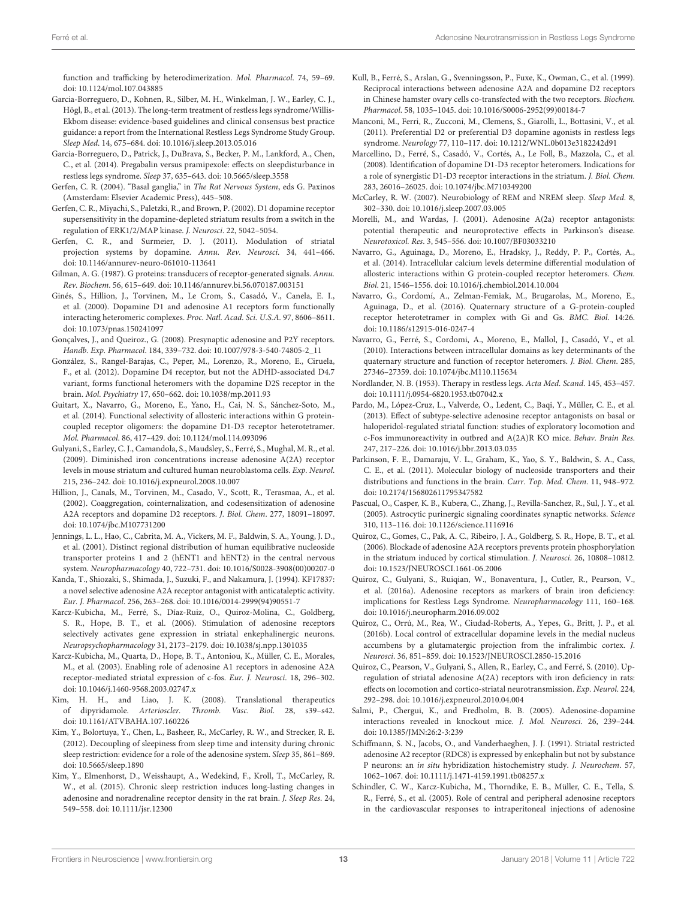function and trafficking by heterodimerization. *Mol. Pharmacol*. 74, 59–69. doi: 10.1124/mol.107.043885

Garcia-Borreguero, D., Kohnen, R., Silber, M. H., Winkelman, J. W., Earley, C. J., Högl, B., et al. (2013). The long-term treatment of restless legs syndrome/Willis-Ekbom disease: evidence-based guidelines and clinical consensus best practice guidance: a report from the International Restless Legs Syndrome Study Group. *Sleep Med*. 14, 675–684. doi: 10.1016/j.sleep.2013.05.016

Garcia-Borreguero, D., Patrick, J., DuBrava, S., Becker, P. M., Lankford, A., Chen, C., et al. (2014). Pregabalin versus pramipexole: effects on sleepdisturbance in restless legs syndrome. *Sleep* 37, 635–643. doi: 10.5665/sleep.3558

Gerfen, C. R. (2004). "Basal ganglia," in *The Rat Nervous System*, eds G. Paxinos (Amsterdam: Elsevier Academic Press), 445–508.

Gerfen, C. R., Miyachi, S., Paletzki, R., and Brown, P. (2002). D1 dopamine receptor supersensitivity in the dopamine-depleted striatum results from a switch in the regulation of ERK1/2/MAP kinase. *J. Neurosci*. 22, 5042–5054.

Gerfen, C. R., and Surmeier, D. J. (2011). Modulation of striatal projection systems by dopamine. *Annu. Rev. Neurosci*. 34, 441–466. doi: 10.1146/annurev-neuro-061010-113641

Gilman, A. G. (1987). G proteins: transducers of receptor-generated signals. *Annu. Rev. Biochem*. 56, 615–649. doi: 10.1146/annurev.bi.56.070187.003151

Ginés, S., Hillion, J., Torvinen, M., Le Crom, S., Casadó, V., Canela, E. I., et al. (2000). Dopamine D1 and adenosine A1 receptors form functionally interacting heteromeric complexes. *Proc. Natl. Acad. Sci. U.S.A*. 97, 8606–8611. doi: 10.1073/pnas.150241097

Gonçalves, J., and Queiroz., G. (2008). Presynaptic adenosine and P2Y receptors. *Handb. Exp. Pharmacol*. 184, 339–732. doi: 10.1007/978-3-540-74805-2_11

González, S., Rangel-Barajas, C., Peper, M., Lorenzo, R., Moreno, E., Ciruela, F., et al. (2012). Dopamine D4 receptor, but not the ADHD-associated D4.7 variant, forms functional heteromers with the dopamine D2S receptor in the brain. *Mol. Psychiatry* 17, 650–662. doi: 10.1038/mp.2011.93

Guitart, X., Navarro, G., Moreno, E., Yano, H., Cai, N. S., Sánchez-Soto, M., et al. (2014). Functional selectivity of allosteric interactions within G protein-coupled receptor oligomers: the dopamine D1-D3 receptor heterotetramer. *Mol. Pharmacol*. 86, 417–429. doi: 10.1124/mol.114.093096

Gulyani, S., Earley, C. J., Camandola, S., Maudsley, S., Ferré, S., Mughal, M. R., et al. (2009). Diminished iron concentrations increase adenosine A(2A) receptor levels in mouse striatum and cultured human neuroblastoma cells. *Exp. Neurol*. 215, 236–242. doi: 10.1016/j.expneurol.2008.10.007

Hillion, J., Canals, M., Torvinen, M., Casado, V., Scott, R., Terasmaa, A., et al. (2002). Coaggregation, cointernalization, and codesensitization of adenosine A2A receptors and dopamine D2 receptors. *J. Biol. Chem*. 277, 18091–18097. doi: 10.1074/jbc.M107731200

Jennings, L. L., Hao, C., Cabrita, M. A., Vickers, M. F., Baldwin, S. A., Young, J. D., et al. (2001). Distinct regional distribution of human equilibrative nucleoside transporter proteins 1 and 2 (hENT1 and hENT2) in the central nervous system. *Neuropharmacology* 40, 722–731. doi: 10.1016/S0028-3908(00)00207-0

Kanda, T., Shiozaki, S., Shimada, J., Suzuki, F., and Nakamura, J. (1994). KF17837: a novel selective adenosine A2A receptor antagonist with anticataleptic activity. *Eur. J. Pharmacol*. 256, 263–268. doi: 10.1016/0014-2999(94)90551-7

Karcz-Kubicha, M., Ferré, S., Díaz-Ruiz, O., Quiroz-Molina, C., Goldberg, S. R., Hope, B. T., et al. (2006). Stimulation of adenosine receptors selectively activates gene expression in striatal enkephalinergic neurons. *Neuropsychopharmacology* 31, 2173–2179. doi: 10.1038/sj.npp.1301035

Karcz-Kubicha, M., Quarta, D., Hope, B. T., Antoniou, K., Müller, C. E., Morales, M., et al. (2003). Enabling role of adenosine A1 receptors in adenosine A2A receptor-mediated striatal expression of c-fos. *Eur. J. Neurosci*. 18, 296–302. doi: 10.1046/j.1460-9568.2003.02747.x

Kim, H. H., and Liao, J. K. (2008). Translational therapeutics of dipyridamole. *Arterioscler. Thromb. Vasc. Biol*. 28, s39–s42. doi: 10.1161/ATVBAHA.107.160226

Kim, Y., Bolortuya, Y., Chen, L., Basheer, R., McCarley, R. W., and Strecker, R. E. (2012). Decoupling of sleepiness from sleep time and intensity during chronic sleep restriction: evidence for a role of the adenosine system. *Sleep* 35, 861–869. doi: 10.5665/sleep.1890

Kim, Y., Elmenhorst, D., Weisshaupt, A., Wedekind, F., Kroll, T., McCarley, R. W., et al. (2015). Chronic sleep restriction induces long-lasting changes in adenosine and noradrenaline receptor density in the rat brain. *J. Sleep Res*. 24, 549–558. doi: 10.1111/jsr.12300

Kull, B., Ferré, S., Arslan, G., Svenningsson, P., Fuxe, K., Owman, C., et al. (1999). Reciprocal interactions between adenosine A2A and dopamine D2 receptors in Chinese hamster ovary cells co-transfected with the two receptors. *Biochem. Pharmacol*. 58, 1035–1045. doi: 10.1016/S0006-2952(99)00184-7

Manconi, M., Ferri, R., Zucconi, M., Clemens, S., Giarolli, L., Bottasini, V., et al. (2011). Preferential D2 or preferential D3 dopamine agonists in restless legs syndrome. *Neurology* 77, 110–117. doi: 10.1212/WNL.0b013e3182242d91

Marcellino, D., Ferré, S., Casadó, V., Cortés, A., Le Foll, B., Mazzola, C., et al. (2008). Identification of dopamine D1-D3 receptor heteromers. Indications for a role of synergistic D1-D3 receptor interactions in the striatum. *J. Biol. Chem*. 283, 26016–26025. doi: 10.1074/jbc.M710349200

McCarley, R. W. (2007). Neurobiology of REM and NREM sleep. *Sleep Med*. 8, 302–330. doi: 10.1016/j.sleep.2007.03.005

Morelli, M., and Wardas, J. (2001). Adenosine A(2a) receptor antagonists: potential therapeutic and neuroprotective effects in Parkinson's disease. *Neurotoxicol. Res*. 3, 545–556. doi: 10.1007/BF03033210

Navarro, G., Aguinaga, D., Moreno, E., Hradsky, J., Reddy, P. P., Cortés, A., et al. (2014). Intracellular calcium levels determine differential modulation of allosteric interactions within G protein-coupled receptor heteromers. *Chem. Biol*. 21, 1546–1556. doi: 10.1016/j.chembiol.2014.10.004

Navarro, G., Cordomí, A., Zelman-Femiak, M., Brugarolas, M., Moreno, E., Aguinaga, D., et al. (2016). Quaternary structure of a G-protein-coupled receptor heterotetramer in complex with Gi and Gs. *BMC. Biol*. 14:26. doi: 10.1186/s12915-016-0247-4

Navarro, G., Ferré, S., Cordomi, A., Moreno, E., Mallol, J., Casadó, V., et al. (2010). Interactions between intracellular domains as key determinants of the quaternary structure and function of receptor heteromers. *J. Biol. Chem*. 285, 27346–27359. doi: 10.1074/jbc.M110.115634

Nordlander, N. B. (1953). Therapy in restless legs. *Acta Med. Scand*. 145, 453–457. doi: 10.1111/j.0954-6820.1953.tb07042.x

Pardo, M., López-Cruz, L., Valverde, O., Ledent, C., Baqi, Y., Müller, C. E., et al. (2013). Effect of subtype-selective adenosine receptor antagonists on basal or haloperidol-regulated striatal function: studies of exploratory locomotion and c-Fos immunoreactivity in outbred and A(2A)R KO mice. *Behav. Brain Res*. 247, 217–226. doi: 10.1016/j.bbr.2013.03.035

Parkinson, F. E., Damaraju, V. L., Graham, K., Yao, S. Y., Baldwin, S. A., Cass, C. E., et al. (2011). Molecular biology of nucleoside transporters and their distributions and functions in the brain. *Curr. Top. Med. Chem*. 11, 948–972. doi: 10.2174/156802611795347582

Pascual, O., Casper, K. B., Kubera, C., Zhang, J., Revilla-Sanchez, R., Sul, J. Y., et al. (2005). Astrocytic purinergic signaling coordinates synaptic networks. *Science* 310, 113–116. doi: 10.1126/science.1116916

Quiroz, C., Gomes, C., Pak, A. C., Ribeiro, J. A., Goldberg, S. R., Hope, B. T., et al. (2006). Blockade of adenosine A2A receptors prevents protein phosphorylation in the striatum induced by cortical stimulation. *J. Neurosci*. 26, 10808–10812. doi: 10.1523/JNEUROSCI.1661-06.2006

Quiroz, C., Gulyani, S., Ruiqian, W., Bonaventura, J., Cutler, R., Pearson, V., et al. (2016a). Adenosine receptors as markers of brain iron deficiency: implications for Restless Legs Syndrome. *Neuropharmacology* 111, 160–168. doi: 10.1016/j.neuropharm.2016.09.002

Quiroz, C., Orrú, M., Rea, W., Ciudad-Roberts, A., Yepes, G., Britt, J. P., et al. (2016b). Local control of extracellular dopamine levels in the medial nucleus accumbens by a glutamatergic projection from the infralimbic cortex. *J. Neurosci*. 36, 851–859. doi: 10.1523/JNEUROSCI.2850-15.2016

Quiroz, C., Pearson, V., Gulyani, S., Allen, R., Earley, C., and Ferré, S. (2010). Up-regulation of striatal adenosine A(2A) receptors with iron deficiency in rats: effects on locomotion and cortico-striatal neurotransmission. *Exp. Neurol*. 224, 292–298. doi: 10.1016/j.expneurol.2010.04.004

Salmi, P., Chergui, K., and Fredholm, B. B. (2005). Adenosine-dopamine interactions revealed in knockout mice. *J. Mol. Neurosci*. 26, 239–244. doi: 10.1385/JMN:26:2-3:239

Schiffmann, S. N., Jacobs, O., and Vanderhaeghen, J. J. (1991). Striatal restricted adenosine A2 receptor (RDC8) is expressed by enkephalin but not by substance P neurons: an *in situ* hybridization histochemistry study. *J. Neurochem*. 57, 1062–1067. doi: 10.1111/j.1471-4159.1991.tb08257.x

Schindler, C. W., Karcz-Kubicha, M., Thorndike, E. B., Müller, C. E., Tella, S. R., Ferré, S., et al. (2005). Role of central and peripheral adenosine receptors in the cardiovascular responses to intraperitoneal injections of adenosine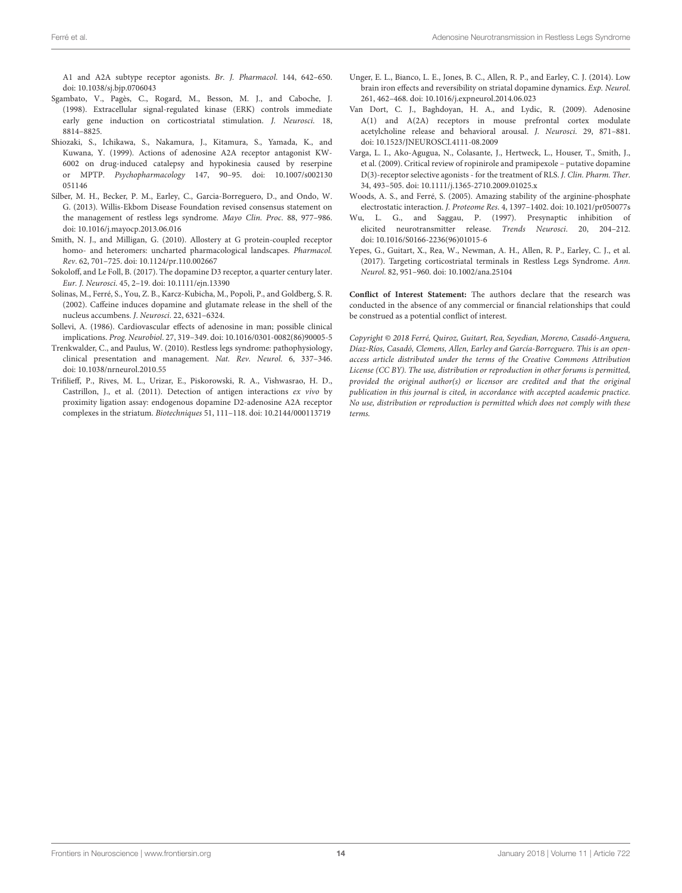A1 and A2A subtype receptor agonists. *Br. J. Pharmacol*. 144, 642–650. doi: 10.1038/sj.bjp.0706043

Sgambato, V., Pagès, C., Rogard, M., Besson, M. J., and Caboche, J. (1998). Extracellular signal-regulated kinase (ERK) controls immediate early gene induction on corticostriatal stimulation. *J. Neurosci*. 18, 8814–8825.

Shiozaki, S., Ichikawa, S., Nakamura, J., Kitamura, S., Yamada, K., and Kuwana, Y. (1999). Actions of adenosine A2A receptor antagonist KW-6002 on drug-induced catalepsy and hypokinesia caused by reserpine or MPTP. *Psychopharmacology* 147, 90–95. doi: 10.1007/s002130051146

Silber, M. H., Becker, P. M., Earley, C., Garcia-Borreguero, D., and Ondo, W. G. (2013). Willis-Ekbom Disease Foundation revised consensus statement on the management of restless legs syndrome. *Mayo Clin. Proc*. 88, 977–986. doi: 10.1016/j.mayocp.2013.06.016

Smith, N. J., and Milligan, G. (2010). Allostery at G protein-coupled receptor homo- and heteromers: uncharted pharmacological landscapes. *Pharmacol. Rev*. 62, 701–725. doi: 10.1124/pr.110.002667

Sokoloff, and Le Foll, B. (2017). The dopamine D3 receptor, a quarter century later. *Eur. J. Neurosci*. 45, 2–19. doi: 10.1111/ejn.13390

Solinas, M., Ferré, S., You, Z. B., Karcz-Kubicha, M., Popoli, P., and Goldberg, S. R. (2002). Caffeine induces dopamine and glutamate release in the shell of the nucleus accumbens. *J. Neurosci*. 22, 6321–6324.

Sollevi, A. (1986). Cardiovascular effects of adenosine in man; possible clinical implications. *Prog. Neurobiol*. 27, 319–349. doi: 10.1016/0301-0082(86)90005-5

Trenkwalder, C., and Paulus, W. (2010). Restless legs syndrome: pathophysiology, clinical presentation and management. *Nat. Rev. Neurol*. 6, 337–346. doi: 10.1038/nrneurol.2010.55

Trifilieff, P., Rives, M. L., Urizar, E., Piskorowski, R. A., Vishwasrao, H. D., Castrillon, J., et al. (2011). Detection of antigen interactions *ex vivo* by proximity ligation assay: endogenous dopamine D2-adenosine A2A receptor complexes in the striatum. *Biotechniques* 51, 111–118. doi: 10.2144/000113719

Unger, E. L., Bianco, L. E., Jones, B. C., Allen, R. P., and Earley, C. J. (2014). Low brain iron effects and reversibility on striatal dopamine dynamics. *Exp. Neurol*. 261, 462–468. doi: 10.1016/j.expneurol.2014.06.023

Van Dort, C. J., Baghdoyan, H. A., and Lydic, R. (2009). Adenosine A(1) and A(2A) receptors in mouse prefrontal cortex modulate acetylcholine release and behavioral arousal. *J. Neurosci*. 29, 871–881. doi: 10.1523/JNEUROSCI.4111-08.2009

Varga, L. I., Ako-Agugua, N., Colasante, J., Hertweck, L., Houser, T., Smith, J., et al. (2009). Critical review of ropinirole and pramipexole – putative dopamine D(3)-receptor selective agonists - for the treatment of RLS. *J. Clin. Pharm. Ther*. 34, 493–505. doi: 10.1111/j.1365-2710.2009.01025.x

Woods, A. S., and Ferré, S. (2005). Amazing stability of the arginine-phosphate electrostatic interaction. *J. Proteome Res*. 4, 1397–1402. doi: 10.1021/pr050077s

Wu, L. G., and Saggau, P. (1997). Presynaptic inhibition of elicited neurotransmitter release. *Trends Neurosci*. 20, 204–212. doi: 10.1016/S0166-2236(96)01015-6

Yepes, G., Guitart, X., Rea, W., Newman, A. H., Allen, R. P., Earley, C. J., et al. (2017). Targeting corticostriatal terminals in Restless Legs Syndrome. *Ann. Neurol*. 82, 951–960. doi: 10.1002/ana.25104

**Conflict of Interest Statement:** The authors declare that the research was conducted in the absence of any commercial or financial relationships that could be construed as a potential conflict of interest.

*Copyright © 2018 Ferré, Quiroz, Guitart, Rea, Seyedian, Moreno, Casadó-Anguera, Díaz-Ríos, Casadó, Clemens, Allen, Earley and García-Borreguero. This is an open-access article distributed under the terms of the Creative Commons Attribution License (CC BY). The use, distribution or reproduction in other forums is permitted, provided the original author(s) or licensor are credited and that the original publication in this journal is cited, in accordance with accepted academic practice. No use, distribution or reproduction is permitted which does not comply with these terms.*